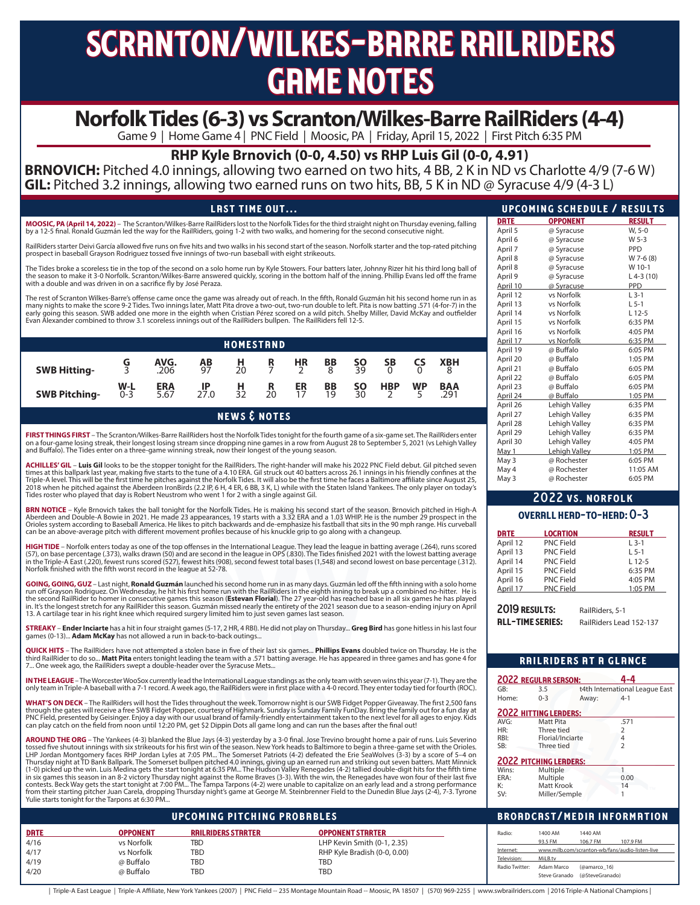# SCRANTON/WILKES-BARRE RAILRIDERS GAME NOTES

## Norfolk Tides (6-3) vs Scranton/Wilkes-Barre RailRiders (4-4)

Game 9 | Home Game 4 | PNC Field | Moosic, PA | Friday, April 15, 2022 | First Pitch 6:35 PM

### RHP Kyle Brnovich (0-0, 4.50) vs RHP Luis Gil (0-0, 4.91)

**BRNOVICH:** Pitched 4.0 innings, allowing two earned on two hits, 4 BB, 2 K in ND vs Charlotte 4/9 (7-6 W)
**GIL:** Pitched 3.2 innings, allowing two earned runs on two hits, BB, 5 K in ND @ Syracuse 4/9 (4-3 L)

### LAST TIME OUT...

**MOOSIC, PA (April 14, 2022)** – The Scranton/Wilkes-Barre RailRiders lost to the Norfolk Tides for the third straight night on Thursday evening, falling by a 12-5 final. Ronald Guzmán led the way for the RailRiders, going 1-2 with two walks, and homering for the second consecutive night.

RailRiders starter Deivi García allowed five runs on five hits and two walks in his second start of the season. Norfolk starter and the top-rated pitching prospect in baseball Grayson Rodriguez tossed five innings of two-run baseball with eight strikeouts.

The Tides broke a scoreless tie in the top of the second on a solo home run by Kyle Stowers. Four batters later, Johnny Rizer hit his third long ball of the season to make it 3-0 Norfolk. Scranton/Wilkes-Barre answered quickly, scoring in the bottom half of the inning. Phillip Evans led off the frame with a double and was driven in on a sacrifice fly by José Peraza.

The rest of Scranton Wilkes-Barre's offense came once the game was already out of reach. In the fifth, Ronald Guzmán hit his second home run in as many nights to make the score 9-2 Tides. Two innings later, Matt Pita drove a two-out, two-run double to left. Pita is now batting .571 (4-for-7) in the early going this season. SWB added one more in the eighth when Cristian Pérez scored on a wild pitch. Shelby Miller, David McKay and outfielder Evan Alexander combined to throw 3.1 scoreless innings out of the RailRiders bullpen. The RailRiders fell 12-5.

### HOMESTAND

| SWB Hitting- | G | AVG. | AB | H | R | HR | BB | SO | SB | CS | XBH |
|---|---|---|---|---|---|---|---|---|---|---|---|
| | 3 | .206 | 97 | 20 | 7 | 2 | 8 | 39 | 0 | 0 | 8 |

| SWB Pitching- | W-L | ERA | IP | H | R | ER | BB | SO | HBP | WP | BAA |
|---|---|---|---|---|---|---|---|---|---|---|---|
| | 0-3 | 5.67 | 27.0 | 32 | 20 | 17 | 19 | 30 | 2 | 5 | .291 |

### NEWS & NOTES

**FIRST THINGS FIRST** – The Scranton/Wilkes-Barre RailRiders host the Norfolk Tides tonight for the fourth game of a six-game set. The RailRiders enter on a four-game losing streak, their longest losing stream since dropping nine games in a row from August 28 to September 5, 2021 (vs Lehigh Valley and Buffalo). The Tides enter on a three-game winning streak, now their longest of the young season.

**ACHILLES' GIL** – **Luis Gil** looks to be the stopper tonight for the RailRiders. The right-hander will make his 2022 PNC Field debut. Gil pitched seven times at this ballpark last year, making five starts to the tune of a 4.10 ERA. Gil struck out 40 batters across 26.1 innings in his friendly confines at the Triple-A level. This will be the first time he pitches against the Norfolk Tides. It will also be the first time he faces a Baltimore affiliate since August 25, 2018 when he pitched against the Aberdeen IronBirds (2.2 IP, 6 H, 4 ER, 6 BB, 3 K, L) while with the Staten Island Yankees. The only player on today's Tides roster who played that day is Robert Neustrom who went 1 for 2 with a single against Gil.

**BRN NOTICE** – Kyle Brnovich takes the ball tonight for the Norfolk Tides. He is making his second start of the season. Brnovich pitched in High-A Aberdeen and Double-A Bowie in 2021. He made 23 appearances, 19 starts with a 3.32 ERA and a 1.03 WHIP. He is the number 29 prospect in the Orioles system according to Baseball America. He likes to pitch backwards and de-emphasize his fastball that sits in the 90 mph range. His curveball can be an above-average pitch with different movement profiles because of his knuckle grip to go along with a changeup.

**HIGH TIDE** – Norfolk enters today as one of the top offenses in the International League. They lead the league in batting average (.264), runs scored (57), on base percentage (.373), walks drawn (50) and are second in the league in OPS (.830). The Tides finished 2021 with the lowest batting average in the Triple-A East (.220), fewest runs scored (527), fewest hits (908), second fewest total bases (1,548) and second lowest on base percentage (.312). Norfolk finished with the fifth worst record in the league at 52-78.

**GOING, GOING, GUZ** – Last night, **Ronald Guzmán** launched his second home run in as many days. Guzmán led off the fifth inning with a solo home run off Grayson Rodriguez. On Wednesday, he hit his first home run with the RailRiders in the eighth inning to break up a combined no-hitter. He is the second RailRider to homer in consecutive games this season (**Estevan Florial**). The 27 year-old has reached base in all six games he has played in. It's the longest stretch for any RailRider this season. Guzmán missed nearly the entirety of the 2021 season due to a season-ending injury on April 13. A cartilage tear in his right knee which required surgery limited him to just seven games last season.

**STREAKY** – **Ender Inciarte** has a hit in four straight games (5-17, 2 HR, 4 RBI). He did not play on Thursday... **Greg Bird** has gone hitless in his last four games (0-13)... **Adam McKay** has not allowed a run in back-to-back outings...

**QUICK HITS** – The RailRiders have not attempted a stolen base in five of their last six games... **Phillips Evans** doubled twice on Thursday. He is the third RailRider to do so... **Matt Pita** enters tonight leading the team with a .571 batting average. He has appeared in three games and has gone 4 for 7... One week ago, the RailRiders swept a double-header over the Syracuse Mets...

**IN THE LEAGUE** – The Worcester WooSox currently lead the International League standings as the only team with seven wins this year (7-1). They are the only team in Triple-A baseball with a 7-1 record. A week ago, the RailRiders were in first place with a 4-0 record. They enter today tied for fourth (ROC).

**WHAT'S ON DECK** – The RailRiders will host the Tides throughout the week. Tomorrow night is our SWB Fidget Popper Giveaway. The first 2,500 fans through the gates will receive a free SWB Fidget Popper, courtesy of Highmark. Sunday is Sunday Family FunDay. Bring the family out for a fun day at PNC Field, presented by Geisinger. Enjoy a day with our usual brand of family-friendly entertainment taken to the next level for all ages to enjoy. Kids can play catch on the field from noon until 12:20 PM, get $2 Dippin Dots all game long and can run the bases after the final out!

**AROUND THE ORG** – The Yankees (4-3) blanked the Blue Jays (4-3) yesterday by a 3-0 final. Jose Trevino brought home a pair of runs. Luis Severino tossed five shutout innings with six strikeouts for his first win of the season. New York heads to Baltimore to begin a three-game set with the Orioles. LHP Jordan Montgomery faces RHP Jordan Lyles at 7:05 PM... The Somerset Patriots (4-2) defeated the Erie SeaWolves (3-3) by a score of 5–4 on Thursday night at TD Bank Ballpark. The Somerset bullpen pitched 4.0 innings, giving up an earned run and striking out seven batters. Matt Minnick (1-0) picked up the win. Luis Medina gets the start tonight at 6:35 PM... The Hudson Valley Renegades (4-2) tallied double-digit hits for the fifth time in six games this season in an 8-2 victory Thursday night against the Rome Braves (3-3). With the win, the Renegades have won four of their last five contests. Beck Way gets the start tonight at 7:00 PM... The Tampa Tarpons (4-2) were unable to capitalize on an early lead and a strong performance from their starting pitcher Juan Carela, dropping Thursday night's game at George M. Steinbrenner Field to the Dunedin Blue Jays (2-4), 7-3. Tyrone Yulie starts tonight for the Tarpons at 6:30 PM...

### UPCOMING PITCHING PROBABLES

| DATE | OPPONENT | RAILRIDERS STARTER | OPPONENT STARTER |
|---|---|---|---|
| 4/16 | vs Norfolk | TBD | LHP Kevin Smith (0-1, 2.35) |
| 4/17 | vs Norfolk | TBD | RHP Kyle Bradish (0-0, 0.00) |
| 4/19 | @ Buffalo | TBD | TBD |
| 4/20 | @ Buffalo | TBD | TBD |

### UPCOMING SCHEDULE / RESULTS

| DATE | OPPONENT | RESULT |
|---|---|---|
| April 5 | @ Syracuse | W, 5-0 |
| April 6 | @ Syracuse | W 5-3 |
| April 7 | @ Syracuse | PPD |
| April 8 | @ Syracuse | W 7-6 (8) |
| April 8 | @ Syracuse | W 10-1 |
| April 9 | @ Syracuse | L 4-3 (10) |
| April 10 | @ Syracuse | PPD |
| April 12 | vs Norfolk | L 3-1 |
| April 13 | vs Norfolk | L 5-1 |
| April 14 | vs Norfolk | L 12-5 |
| April 15 | vs Norfolk | 6:35 PM |
| April 16 | vs Norfolk | 4:05 PM |
| April 17 | vs Norfolk | 6:35 PM |
| April 19 | @ Buffalo | 6:05 PM |
| April 20 | @ Buffalo | 1:05 PM |
| April 21 | @ Buffalo | 6:05 PM |
| April 22 | @ Buffalo | 6:05 PM |
| April 23 | @ Buffalo | 6:05 PM |
| April 24 | @ Buffalo | 1:05 PM |
| April 26 | Lehigh Valley | 6:35 PM |
| April 27 | Lehigh Valley | 6:35 PM |
| April 28 | Lehigh Valley | 6:35 PM |
| April 29 | Lehigh Valley | 6:35 PM |
| April 30 | Lehigh Valley | 4:05 PM |
| May 1 | Lehigh Valley | 1:05 PM |
| May 3 | @ Rochester | 6:05 PM |
| May 4 | @ Rochester | 11:05 AM |
| May 3 | @ Rochester | 6:05 PM |

### 2022 VS. NORFOLK

**OVERALL HEAD-TO-HEAD: 0-3**

| DATE | LOCATION | RESULT |
|---|---|---|
| April 12 | PNC Field | L 3-1 |
| April 13 | PNC Field | L 5-1 |
| April 14 | PNC Field | L 12-5 |
| April 15 | PNC Field | 6:35 PM |
| April 16 | PNC Field | 4:05 PM |
| April 17 | PNC Field | 1:05 PM |

**2019 RESULTS:** RailRiders, 5-1
**ALL-TIME SERIES:** RailRiders Lead 152-137

### RAILRIDERS AT A GLANCE

**2022 REGULAR SEASON: 4-4**

| | | | |
|---|---|---|---|
| GB: | 3.5 | t4th International League East | |
| Home: | 0-3 | Away: | 4-1 |

**2022 HITTING LEADERS:**

| | | |
|---|---|---|
| AVG: | Matt Pita | .571 |
| HR: | Three tied | 2 |
| RBI: | Florial/Inciarte | 4 |
| SB: | Three tied | 2 |

**2022 PITCHING LEADERS:**

| | | |
|---|---|---|
| Wins: | Multiple | 1 |
| ERA: | Multiple | 0.00 |
| K: | Matt Krook | 14 |
| SV: | Miller/Semple | 1 |

### BROADCAST/MEDIA INFORMATION

| | | | |
|---|---|---|---|
| Radio: | 1400 AM | 1440 AM | |
| | 93.5 FM | 106.7 FM | 107.9 FM |
| Internet: | www.milb.com/scranton-wb/fans/audio-listen-live | | |
| Television: | MiLB.tv | | |
| Radio Twitter: | Adam Marco | (@amarco_16) | |
| | Steve Granado | (@SteveGranado) | |

| Triple-A East League | Triple-A Affiliate, New York Yankees (2007) | PNC Field -- 235 Montage Mountain Road -- Moosic, PA 18507 | (570) 969-2255 | www.swbrailriders.com | 2016 Triple-A National Champions |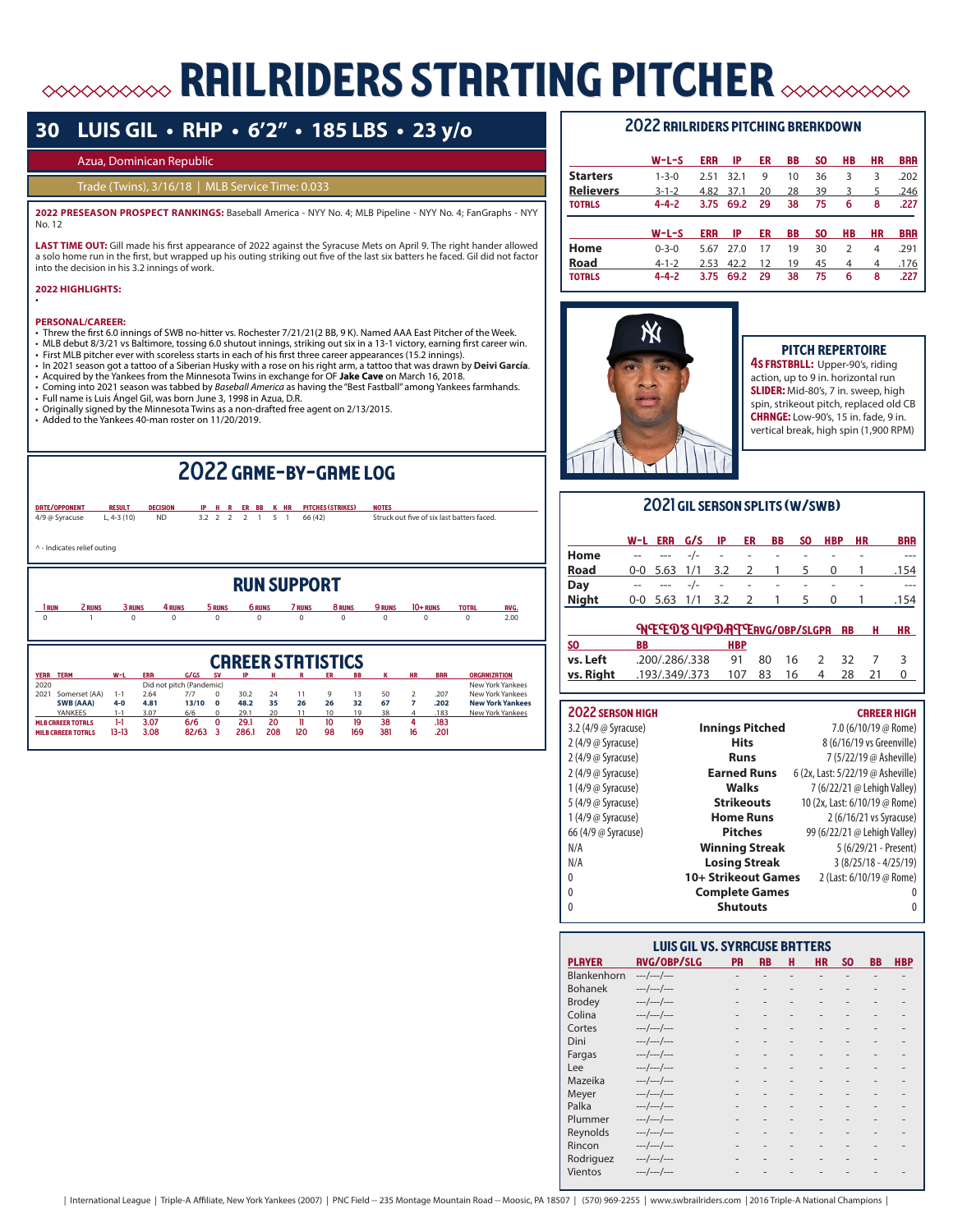# RAILRIDERS STARTING PITCHER

## 30 LUIS GIL • RHP • 6'2" • 185 LBS • 23 y/o

Azua, Dominican Republic

Trade (Twins), 3/16/18 | MLB Service Time: 0.033

**2022 PRESEASON PROSPECT RANKINGS:** Baseball America - NYY No. 4; MLB Pipeline - NYY No. 4; FanGraphs - NYY No. 12

**LAST TIME OUT:** Gill made his first appearance of 2022 against the Syracuse Mets on April 9. The right hander allowed a solo home run in the first, but wrapped up his outing striking out five of the last six batters he faced. Gil did not factor into the decision in his 3.2 innings of work.

**2022 HIGHLIGHTS:**

•

**PERSONAL/CAREER:**

- Threw the first 6.0 innings of SWB no-hitter vs. Rochester 7/21/21(2 BB, 9 K). Named AAA East Pitcher of the Week.
- MLB debut 8/3/21 vs Baltimore, tossing 6.0 shutout innings, striking out six in a 13-1 victory, earning first career win.
- First MLB pitcher ever with scoreless starts in each of his first three career appearances (15.2 innings).
- In 2021 season got a tattoo of a Siberian Husky with a rose on his right arm, a tattoo that was drawn by **Deivi García**.
- Acquired by the Yankees from the Minnesota Twins in exchange for OF **Jake Cave** on March 16, 2018.
- Coming into 2021 season was tabbed by *Baseball America* as having the "Best Fastball" among Yankees farmhands.
- Full name is Luis Ángel Gil, was born June 3, 1998 in Azua, D.R.
- Originally signed by the Minnesota Twins as a non-drafted free agent on 2/13/2015.
- Added to the Yankees 40-man roster on 11/20/2019.

## 2022 GAME-BY-GAME LOG

| DATE/OPPONENT | RESULT | DECISION | IP | H | R | ER | BB | K | HR | PITCHES (STRIKES) | NOTES |
|---|---|---|---|---|---|---|---|---|---|---|---|
| 4/9 @ Syracuse | L, 4-3 (10) | ND | 3.2 | 2 | 2 | 2 | 1 | 5 | 1 | 66 (42) | Struck out five of six last batters faced. |

^ - Indicates relief outing

## RUN SUPPORT

| 1 RUN | 2 RUNS | 3 RUNS | 4 RUNS | 5 RUNS | 6 RUNS | 7 RUNS | 8 RUNS | 9 RUNS | 10+ RUNS | TOTAL | AVG. |
|---|---|---|---|---|---|---|---|---|---|---|---|
| 0 | 1 | 0 | 0 | 0 | 0 | 0 | 0 | 0 | 0 | 0 | 2.00 |

## CAREER STATISTICS

| YEAR | TEAM | W-L | ERA | G/GS | SV | IP | H | R | ER | BB | K | HR | BAA | ORGANIZATION |
|---|---|---|---|---|---|---|---|---|---|---|---|---|---|---|
| 2020 | | Did not pitch (Pandemic) | | | | | | | | | | | | New York Yankees |
| 2021 | Somerset (AA) | 1-1 | 2.64 | 7/7 | 0 | 30.2 | 24 | 11 | 9 | 13 | 50 | 2 | .207 | New York Yankees |
| | **SWB (AAA)** | **4-0** | **4.81** | **13/10** | **0** | **48.2** | **35** | **26** | **26** | **32** | **67** | **7** | **.202** | **New York Yankees** |
| | YANKEES | 1-1 | 3.07 | 6/6 | 0 | 29.1 | 20 | 11 | 10 | 19 | 38 | 4 | .183 | New York Yankees |
| **MLB CAREER TOTALS** | | **1-1** | **3.07** | **6/6** | **0** | **29.1** | **20** | **11** | **10** | **19** | **38** | **4** | **.183** | |
| **MILB CAREER TOTALS** | | **13-13** | **3.08** | **82/63** | **3** | **286.1** | **208** | **120** | **98** | **169** | **381** | **16** | **.201** | |

## 2022 RAILRIDERS PITCHING BREAKDOWN

| | W-L-S | ERA | IP | ER | BB | SO | HB | HR | BAA |
|---|---|---|---|---|---|---|---|---|---|
| **Starters** | 1-3-0 | 2.51 | 32.1 | 9 | 10 | 36 | 3 | 3 | .202 |
| **Relievers** | 3-1-2 | 4.82 | 37.1 | 20 | 28 | 39 | 3 | 5 | .246 |
| **TOTALS** | 4-4-2 | 3.75 | 69.2 | 29 | 38 | 75 | 6 | 8 | .227 |

| | W-L-S | ERA | IP | ER | BB | SO | HB | HR | BAA |
|---|---|---|---|---|---|---|---|---|---|
| **Home** | 0-3-0 | 5.67 | 27.0 | 17 | 19 | 30 | 2 | 4 | .291 |
| **Road** | 4-1-2 | 2.53 | 42.2 | 12 | 19 | 45 | 4 | 4 | .176 |
| **TOTALS** | 4-4-2 | 3.75 | 69.2 | 29 | 38 | 75 | 6 | 8 | .227 |

### PITCH REPERTOIRE

**4S FASTBALL:** Upper-90's, riding action, up to 9 in. horizontal run
**SLIDER:** Mid-80's, 7 in. sweep, high spin, strikeout pitch, replaced old CB
**CHANGE:** Low-90's, 15 in. fade, 9 in. vertical break, high spin (1,900 RPM)

## 2021 GIL SEASON SPLITS (W/SWB)

| | W-L | ERA | G/S | IP | ER | BB | SO | HBP | HR | BAA |
|---|---|---|---|---|---|---|---|---|---|---|
| **Home** | -- | --- | -/- | - | - | - | - | - | - | --- |
| **Road** | 0-0 | 5.63 | 1/1 | 3.2 | 2 | 1 | 5 | 0 | 1 | .154 |
| **Day** | -- | --- | -/- | - | - | - | - | - | - | --- |
| **Night** | 0-0 | 5.63 | 1/1 | 3.2 | 2 | 1 | 5 | 0 | 1 | .154 |

NEEDS UPDATE

| | AVG/OBP/SLG | PA | AB | H | HR | SO | BB | HBP |
|---|---|---|---|---|---|---|---|---|
| **vs. Left** | .200/.286/.338 | 91 | 80 | 16 | 2 | 32 | 7 | 3 |
| **vs. Right** | .193/.349/.373 | 107 | 83 | 16 | 4 | 28 | 21 | 0 |

| 2022 SEASON HIGH | | CAREER HIGH |
|---|---|---|
| 3.2 (4/9 @ Syracuse) | **Innings Pitched** | 7.0 (6/10/19 @ Rome) |
| 2 (4/9 @ Syracuse) | **Hits** | 8 (6/16/19 vs Greenville) |
| 2 (4/9 @ Syracuse) | **Runs** | 7 (5/22/19 @ Asheville) |
| 2 (4/9 @ Syracuse) | **Earned Runs** | 6 (2x, Last: 5/22/19 @ Asheville) |
| 1 (4/9 @ Syracuse) | **Walks** | 7 (6/22/21 @ Lehigh Valley) |
| 5 (4/9 @ Syracuse) | **Strikeouts** | 10 (2x, Last: 6/10/19 @ Rome) |
| 1 (4/9 @ Syracuse) | **Home Runs** | 2 (6/16/21 vs Syracuse) |
| 66 (4/9 @ Syracuse) | **Pitches** | 99 (6/22/21 @ Lehigh Valley) |
| N/A | **Winning Streak** | 5 (6/29/21 - Present) |
| N/A | **Losing Streak** | 3 (8/25/18 - 4/25/19) |
| 0 | **10+ Strikeout Games** | 2 (Last: 6/10/19 @ Rome) |
| 0 | **Complete Games** | 0 |
| 0 | **Shutouts** | 0 |

## LUIS GIL VS. SYRACUSE BATTERS

| PLAYER | AVG/OBP/SLG | PA | AB | H | HR | SO | BB | HBP |
|---|---|---|---|---|---|---|---|---|
| Blankenhorn | ---/---/--- | - | - | - | - | - | - | - |
| Bohanek | ---/---/--- | - | - | - | - | - | - | - |
| Brodey | ---/---/--- | - | - | - | - | - | - | - |
| Colina | ---/---/--- | - | - | - | - | - | - | - |
| Cortes | ---/---/--- | - | - | - | - | - | - | - |
| Dini | ---/---/--- | - | - | - | - | - | - | - |
| Fargas | ---/---/--- | - | - | - | - | - | - | - |
| Lee | ---/---/--- | - | - | - | - | - | - | - |
| Mazeika | ---/---/--- | - | - | - | - | - | - | - |
| Meyer | ---/---/--- | - | - | - | - | - | - | - |
| Palka | ---/---/--- | - | - | - | - | - | - | - |
| Plummer | ---/---/--- | - | - | - | - | - | - | - |
| Reynolds | ---/---/--- | - | - | - | - | - | - | - |
| Rincon | ---/---/--- | - | - | - | - | - | - | - |
| Rodriguez | ---/---/--- | - | - | - | - | - | - | - |
| Vientos | ---/---/--- | - | - | - | - | - | - | - |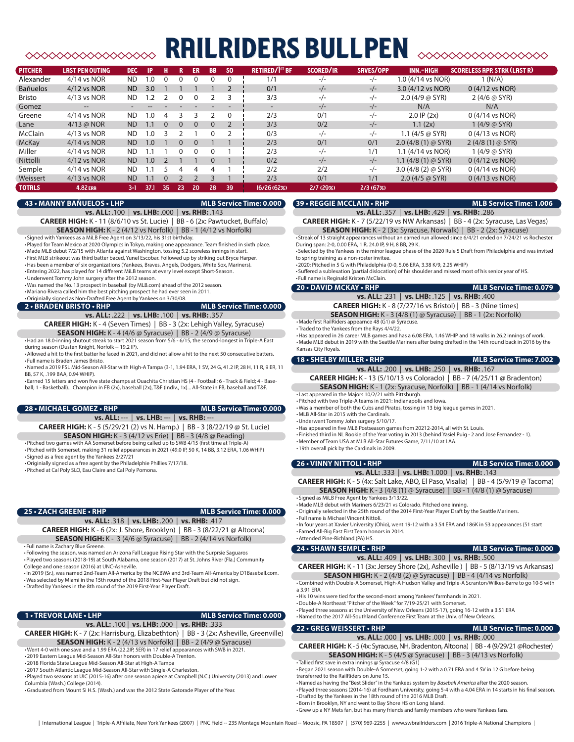# RAILRIDERS BULLPEN

| PITCHER | LAST PEN OUTING | DEC | IP | H | R | ER | BB | SO | RETIRED/1ST BF | SCORED/IR | SAVES/OPP | INN.-HIGH | SCORELESS APP. STRK (LAST R) |
|---|---|---|---|---|---|---|---|---|---|---|---|---|---|
| Alexander | 4/14 vs NOR | ND | 1.0 | 0 | 0 | 0 | 0 | 0 | 1/1 | -/- | -/- | 1.0 (4/14 vs NOR) | 1 (N/A) |
| Bañuelos | 4/12 vs NOR | ND | 3.0 | 1 | 1 | 1 | 1 | 2 | 0/1 | -/- | -/- | 3.0 (4/12 vs NOR) | 0 (4/12 vs NOR) |
| Bristo | 4/13 vs NOR | ND | 1.2 | 2 | 0 | 0 | 2 | 3 | 3/3 | -/- | -/- | 2.0 (4/9 @ SYR) | 2 (4/6 @ SYR) |
| Gomez | -- | - | -- | - | - | - | - | - | - | -/- | -/- | N/A | N/A |
| Greene | 4/14 vs NOR | ND | 1.0 | 4 | 3 | 3 | 2 | 0 | 2/3 | 0/1 | -/- | 2.0 IP (2x) | 0 (4/14 vs NOR) |
| Lane | 4/13 @ NOR | ND | 1.1 | 0 | 0 | 0 | 0 | 2 | 3/3 | 0/2 | -/- | 1.1 (2x) | 1 (4/9 @ SYR) |
| McClain | 4/13 vs NOR | ND | 1.0 | 3 | 2 | 1 | 0 | 2 | 0/3 | -/- | -/- | 1.1 (4/5 @ SYR) | 0 (4/13 vs NOR) |
| McKay | 4/14 vs NOR | ND | 1.0 | 1 | 0 | 0 | 1 | 1 | 2/3 | 0/1 | 0/1 | 2.0 (4/8 (1) @ SYR) | 2 (4/8 (1) @ SYR) |
| Miller | 4/14 vs NOR | ND | 1.1 | 1 | 0 | 0 | 0 | 1 | 2/3 | -/- | 1/1 | 1.1 (4/14 vs NOR) | 1 (4/9 @ SYR) |
| Nittolli | 4/12 vs NOR | ND | 1.0 | 2 | 1 | 1 | 0 | 1 | 0/2 | -/- | -/- | 1.1 (4/8 (1) @ SYR) | 0 (4/12 vs NOR) |
| Semple | 4/14 vs NOR | ND | 1.1 | 5 | 4 | 4 | 4 | 1 | 2/2 | 2/2 | -/- | 3.0 (4/8 (2) @ SYR) | 0 (4/14 vs NOR) |
| Weissert | 4/13 vs NOR | ND | 1.1 | 0 | 2 | 2 | 3 | 1 | 2/3 | 0/1 | 1/1 | 2.0 (4/5 @ SYR) | 0 (4/13 vs NOR) |
| **TOTALS** | **4.82 ERA** | **3-1** | **37.1** | **35** | **23** | **20** | **28** | **39** | **16/26 (62%)** | **2/7 (29%)** | **2/3 (67%)** | | |

## 43 • MANNY BAÑUELOS • LHP — MLB Service Time: 0.000

**vs. ALL:** .100 | **vs. LHB:** .000 | **vs. RHB:** .143

**CAREER HIGH:** K - 11 (8/6/10 vs St. Lucie) | BB - 6 (2x: Pawtucket, Buffalo)

**SEASON HIGH:** K - 2 (4/12 vs Norfolk) | BB - 1 (4/12 vs Norfolk)

- Signed with Yankees as a MiLB Free Agent on 3/13/22, his 31st birthday.
- Played for Team Mexico at 2020 Olympics in Tokyo, making one appearance. Team finished in sixth place.
- Made MLB debut 7/2/15 with Atlanta against Washington, tossing 5.2 scoreless innings in start.
- First MLB strikeout was third batter baced, Yunel Escobar. Followed up by striking out Bryce Harper.
- Has been a member of six organizations (Yankees, Braves, Angels, Dodgers, White Sox, Mariners).
- Entering 2022, has played for 14 different MiLB teams at every level except Short-Season.
- Underwent Tommy John surgery after the 2012 season.
- Was named the No. 13 prospect in baseball (by MLB.com) ahead of the 2012 season.
- Mariano Rivera called him the best pitching prospect he had ever seen in 2011.
- Originially signed as Non-Drafted Free Agent by Yankees on 3/30/08.

## 2 • BRADEN BRISTO • RHP — MLB Service Time: 0.000

**vs. ALL:** .222 | **vs. LHB:** .100 | **vs. RHB:** .357

**CAREER HIGH:** K - 4 (Seven Times) | BB - 3 (2x: Lehigh Valley, Syracuse)

**SEASON HIGH:** K - 4 (4/6 @ Syracuse) | BB - 2 (4/9 @ Syracuse)

- Had an 18.0-inning shutout streak to start 2021 season from 5/6 - 6/15, the second-longest in Triple-A East during season (Dusten Knight, Norfolk -- 19.2 IP).
- Allowed a hit to the first batter he faced in 2021, and did not allow a hit to the next 50 consecutive batters.
- Full name is Braden James Bristo.
- Named a 2019 FSL Mid-Season All-Star with High-A Tampa (3-1, 1.94 ERA, 1 SV, 24 G, 41.2 IP, 28 H, 11 R, 9 ER, 11 BB, 57 K, .199 BAA, 0.94 WHIP).
- Earned 15 letters and won five state champs at Ouachita Christian HS (4 - Football; 6 - Track & Field; 4 - Baseball; 1 - Basketball)... Champion in FB (2x), baseball (2x), T&F (Indiv., 1x)... All-State in FB, baseball and T&F.

## 28 • MICHAEL GOMEZ • RHP — MLB Service Time: 0.000

**vs. ALL:** --- | **vs. LHB:** --- | **vs. RHB:** ---

**CAREER HIGH:** K - 5 (5/29/21 (2) vs N. Hamp.) | BB - 3 (8/22/19 @ St. Lucie)

**SEASON HIGH:** K - 3 (4/12 vs Erie) | BB - 3 (4/8 @ Reading)

- Pitched two games with AA Somerset before being called up to SWB 4/15 (first time at Triple-A)
- Pitched with Somerset, making 31 relief appearances in 2021 (49.0 IP, 50 K, 14 BB, 3.12 ERA, 1.06 WHIP)
- Signed as a free agent by the Yankees 2/27/21
- Originially signed as a free agent by the Philadelphia Phillies 7/17/18.
- Pitched at Cal Poly SLO, Eau Claire and Cal Poly Pomona.

## 25 • ZACH GREENE • RHP — MLB Service Time: 0.000

**vs. ALL:** .318 | **vs. LHB:** .200 | **vs. RHB:** .417

**CAREER HIGH:** K - 6 (2x: J. Shore, Brooklyn) | BB - 3 (8/22/21 @ Altoona)

**SEASON HIGH:** K - 3 (4/6 @ Syracuse) | BB - 2 (4/14 vs Norfolk)

- Full name is Zachary Blue Greene.
- Following the season, was named an Arizona Fall League Rising Star with the Surprise Saguaros
- Played two seasons (2018-19) at South Alabama, one season (2017) at St. Johns River (Fla.) Community College and one season (2016) at UNC-Asheville.
- In 2019 (Sr.), was named 2nd-Team All-America by the NCBWA and 3rd-Team All-America by D1Baseball.com.
- Was selected by Miami in the 15th round of the 2018 First-Year Player Draft but did not sign.
- Drafted by Yankees in the 8th round of the 2019 First-Year Player Draft.

## 1 • TREVOR LANE • LHP — MLB Service Time: 0.000

**vs. ALL:** .100 | **vs. LHB:** .000 | **vs. RHB:** .333

**CAREER HIGH:** K - 7 (2x: Harrisburg, Elizabethton) | BB - 3 (2x: Asheville, Greenville)

**SEASON HIGH:** K - 2 (4/13 vs Norfolk) | BB - 2 (4/9 @ Syracuse)

- Went 4-0 with one save and a 1.99 ERA (22.2IP, 5ER) in 17 relief appearances with SWB in 2021.
- 2019 Eastern League Mid-Season All-Star honors with Double-A Trenton.
- 2018 Florida State League Mid-Season All-Star at High-A Tampa
- 2017 South Atlantic League Mid-Season All-Star with Single-A Charleston.
- Played two seasons at UIC (2015-16) after one season apiece at Campbell (N.C.) University (2013) and Lower Columbia (Wash.) College (2014).
- Graduated from Mount Si H.S. (Wash.) and was the 2012 State Gatorade Player of the Year.

## 39 • REGGIE MCCLAIN • RHP — MLB Service Time: 1.006

**vs. ALL:** .357 | **vs. LHB:** .429 | **vs. RHB:** .286

**CAREER HIGH:** K - 7 (5/22/19 vs NW Arkansas) | BB - 4 (2x: Syracuse, Las Vegas)

**SEASON HIGH:** K - 2 (3x: Syracuse, Norwalk) | BB - 2 (2x: Syracuse)

- Streak of 13 straight appearances without an earned run allowed since 6/4/21 ended on 7/24/21 vs Rochester. During span: 2-0, 0.00 ERA, 1 R, 24.0 IP, 9 H, 8 BB, 29 K.
- Selected by the Yankees in the minor league phase of the 2020 Rule 5 Draft from Philadelphia and was invited to spring training as a non-roster invitee.
- 2020: Pitched in 5 G with Philadelphia (0-0, 5.06 ERA, 3.38 K/9, 2.25 WHIP)
- Suffered a sublexation (partial dislocation) of his shoulder and missed most of his senior year of HS.
- Full name is Reginald Kristen McClain.

## 20 • DAVID MCKAY • RHP — MLB Service Time: 0.079

**vs. ALL:** .231 | **vs. LHB:** .125 | **vs. RHB:** .400

**CAREER HIGH:** K - 8 (7/27/16 vs Bristol) | BB - 3 (Nine times)

**SEASON HIGH:** K - 3 (4/8 (1) @ Syracuse) | BB - 1 (2x: Norfolk)

- Made first RailRiders appearnce 48 (G1) @ Syracuse.
- Traded to the Yankees from the Rays 4/4/22.
- Has appeared in 26 career MLB games and has a 6.08 ERA, 1.46 WHIP and 18 walks in 26.2 innings of work.
- Made MLB debut in 2019 with the Seattle Mariners after being drafted in the 14th round back in 2016 by the Kansas City Royals.

## 18 • SHELBY MILLER • RHP — MLB Service Time: 7.002

**vs. ALL:** .200 | **vs. LHB:** .250 | **vs. RHB:** .167

**CAREER HIGH:** K - 13 (5/10/13 vs Colorado) | BB - 7 (4/25/11 @ Bradenton)

**SEASON HIGH:** K - 1 (2x: Syracuse, Norfolk) | BB - 1 (4/14 vs Norfolk)

- Last appeared in the Majors 10/2/21 with Pittsburgh.
- Pitched with two Triple-A teams in 2021: Indianapolis and Iowa.
- Was a member of both the Cubs and Pirates, tossing in 13 big league games in 2021.
- MLB All-Star in 2015 with the Cardinals.
- Underwent Tommy John surgery 5/10/17.
- Has appeared in five MLB Postseason games from 20212-2014, all with St. Louis.
- Finished third in NL Rookie of the Year voting in 2013 (behind Yasiel Puig - 2 and Jose Fernandez - 1).
- Member of Team USA at MLB All-Star Futures Game, 7/11/10 at LAA.
- 19th overall pick by the Cardinals in 2009.

## 26 • VINNY NITTOLI • RHP — MLB Service Time: 0.000

**vs. ALL:** .333 | **vs. LHB:** 1.000 | **vs. RHB:** .143

**CAREER HIGH:** K - 5 (4x: Salt Lake, ABQ, El Paso, Visalia) | BB - 4 (5/9/19 @ Tacoma)

**SEASON HIGH:** K - 3 (4/8 (1) @ Syracuse) | BB - 1 (4/8 (1) @ Syracuse)

- Signed as MiLB Free Agent by Yankees 3/13/22.
- Made MLB debut with Mariners 6/23/21 vs Colorado. Pitched one inning.
- Originally selected in the 25th round of the 2014 First-Year Player Draft by the Seattle Mariners.
- Full name is Michael Vincent Nittoli.
- In four years at Xavier University (Ohio), went 19-12 with a 3.54 ERA and 186K in 53 appearances (51 start
- Earned All-Big East First Team honors in 2014.
- Attended Pine-Richland (PA) HS.

## 24 • SHAWN SEMPLE • RHP — MLB Service Time: 0.000

**vs. ALL:** .409 | **vs. LHB:** .300 | **vs. RHB:** .500

**CAREER HIGH:** K - 11 (3x: Jersey Shore (2x), Asheville ) | BB - 5 (8/13/19 vs Arkansas)

**SEASON HIGH:** K - 2 (4/8 (2) @ Syracuse) | BB - 4 (4/14 vs Norfolk)

- Combined with Double-A Somerset, High-A Hudson Valley and Triple-A Scranton/Wilkes-Barre to go 10-5 with a 3.91 ERA
- His 10 wins were tied for the second-most among Yankees' farmhands in 2021.
- Double-A Northeast "Pitcher of the Week" for 7/19-25/21 with Somerset.
- Played three seasons at the University of New Orleans (2015-17), going 16-12 with a 3.51 ERA
- Named to the 2017 All-Southland Conference First Team at the Univ. of New Orleans.

## 22 • GREG WEISSERT • RHP — MLB Service Time: 0.000

**vs. ALL:** .000 | **vs. LHB:** .000 | **vs. RHB:** .000

**CAREER HIGH:** K - 5 (4x: Syracuse, NH, Bradenton, Altoona) | BB - 4 (9/29/21 @Rochester)

**SEASON HIGH:** K - 5 (4/5 @ Syracuse) | BB - 3 (4/13 vs Norfolk)

- Tallied first save in extra innings @ Syracuse 4/8 (G1)
- Began 2021 season with Double-A Somerset, going 1-2 with a 0.71 ERA and 4 SV in 12 G before being transferred to the RailRiders on June 15.
- Named as having the "Best Slider" in the Yankees system by *Baseball America* after the 2020 season.
- Played three seasons (2014-16) at Fordham University, going 5-4 with a 4.04 ERA in 14 starts in his final season.
- Drafted by the Yankees in the 18th round of the 2016 MLB Draft.
- Born in Brooklyn, NY and went to Bay Shore HS on Long Island.
- Grew up a NY Mets fan, but has many friends and family members who were Yankees fans.

| International League | Triple-A Affiliate, New York Yankees (2007) | PNC Field -- 235 Montage Mountain Road -- Moosic, PA 18507 | (570) 969-2255 | www.swbrailriders.com | 2016 Triple-A National Champions |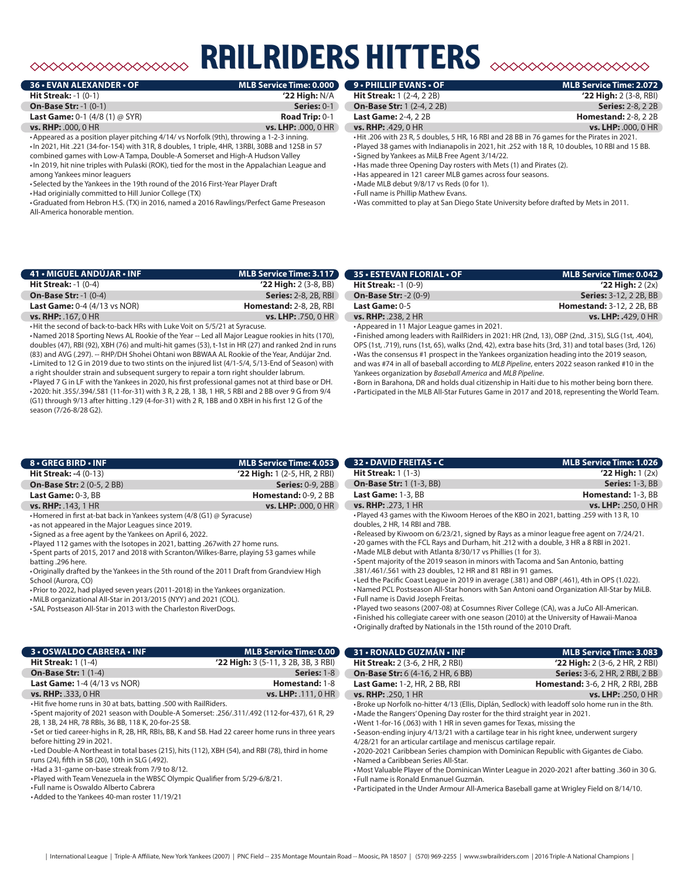# RAILRIDERS HITTERS

## 36 • EVAN ALEXANDER • OF — MLB Service Time: 0.000

**Hit Streak:** -1 (0-1) | **'22 High:** N/A
**On-Base Str:** -1 (0-1) | **Series:** 0-1
**Last Game:** 0-1 (4/8 (1) @ SYR) | **Road Trip:** 0-1
**vs. RHP:** .000, 0 HR | **vs. LHP:** .000, 0 HR

- Appeared as a position player pitching 4/14/ vs Norfolk (9th), throwing a 1-2-3 inning.
- In 2021, Hit .221 (34-for-154) with 31R, 8 doubles, 1 triple, 4HR, 13RBI, 30BB and 12SB in 57 combined games with Low-A Tampa, Double-A Somerset and High-A Hudson Valley
- In 2019, hit nine triples with Pulaski (ROK), tied for the most in the Appalachian League and among Yankees minor leaguers
- Selected by the Yankees in the 19th round of the 2016 First-Year Player Draft
- Had originially committed to Hill Junior College (TX)
- Graduated from Hebron H.S. (TX) in 2016, named a 2016 Rawlings/Perfect Game Preseason All-America honorable mention.

## 9 • PHILLIP EVANS • OF — MLB Service Time: 2.072

**Hit Streak:** 1 (2-4, 2 2B) | **'22 High:** 2 (3-8, RBI)
**On-Base Str:** 1 (2-4, 2 2B) | **Series:** 2-8, 2 2B
**Last Game:** 2-4, 2 2B | **Homestand:** 2-8, 2 2B
**vs. RHP:** .429, 0 HR | **vs. LHP:** .000, 0 HR

- Hit .206 with 23 R, 5 doubles, 5 HR, 16 RBI and 28 BB in 76 games for the Pirates in 2021.
- Played 38 games with Indianapolis in 2021, hit .252 with 18 R, 10 doubles, 10 RBI and 15 BB.
- Signed by Yankees as MiLB Free Agent 3/14/22.
- Has made three Opening Day rosters with Mets (1) and Pirates (2).
- Has appeared in 121 career MLB games across four seasons.
- Made MLB debut 9/8/17 vs Reds (0 for 1).
- Full name is Phillip Mathew Evans.
- Was committed to play at San Diego State University before drafted by Mets in 2011.

## 41 • MIGUEL ANDÚJAR • INF — MLB Service Time: 3.117

**Hit Streak:** -1 (0-4) | **'22 High:** 2 (3-8, BB)
**On-Base Str:** -1 (0-4) | **Series:** 2-8, 2B, RBI
**Last Game:** 0-4 (4/13 vs NOR) | **Homestand:** 2-8, 2B, RBI
**vs. RHP:** .167, 0 HR | **vs. LHP:** .750, 0 HR

- Hit the second of back-to-back HRs with Luke Voit on 5/5/21 at Syracuse.
- Named 2018 Sporting News AL Rookie of the Year -- Led all Major League rookies in hits (170), doubles (47), RBI (92), XBH (76) and multi-hit games (53), t-1st in HR (27) and ranked 2nd in runs (83) and AVG (.297). -- RHP/DH Shohei Ohtani won BBWAA AL Rookie of the Year, Andújar 2nd.
- Limited to 12 G in 2019 due to two stints on the injured list (4/1-5/4, 5/13-End of Season) with a right shoulder strain and subsequent surgery to repair a torn right shoulder labrum.
- Played 7 G in LF with the Yankees in 2020, his first professional games not at third base or DH.
- 2020: hit .355/.394/.581 (11-for-31) with 3 R, 2 2B, 1 3B, 1 HR, 5 RBI and 2 BB over 9 G from 9/4 (G1) through 9/13 after hitting .129 (4-for-31) with 2 R, 1BB and 0 XBH in his first 12 G of the season (7/26-8/28 G2).

## 35 • ESTEVAN FLORIAL • OF — MLB Service Time: 0.042

**Hit Streak:** -1 (0-9) | **'22 High:** 2 (2x)
**On-Base Str:** -2 (0-9) | **Series:** 3-12, 2 2B, BB
**Last Game:** 0-5 | **Homestand:** 3-12, 2 2B, BB
**vs. RHP:** .238, 2 HR | **vs. LHP:** .429, 0 HR

- Appeared in 11 Major League games in 2021.
- Finished among leaders with RailRiders in 2021: HR (2nd, 13), OBP (2nd, .315), SLG (1st, .404), OPS (1st, .719), runs (1st, 65), walks (2nd, 42), extra base hits (3rd, 31) and total bases (3rd, 126)
- Was the consensus #1 prospect in the Yankees organization heading into the 2019 season, and was #74 in all of baseball according to *MLB Pipeline*, enters 2022 season ranked #10 in the Yankees organization by *Baseball America* and *MLB Pipeline*.
- Born in Barahona, DR and holds dual citizenship in Haiti due to his mother being born there.
- Participated in the MLB All-Star Futures Game in 2017 and 2018, representing the World Team.

## 8 • GREG BIRD • INF — MLB Service Time: 4.053

**Hit Streak:** -4 (0-13) | **'22 High:** 1 (2-5, HR, 2 RBI)
**On-Base Str:** 2 (0-5, 2 BB) | **Series:** 0-9, 2BB
**Last Game:** 0-3, BB | **Homestand:** 0-9, 2 BB
**vs. RHP:** .143, 1 HR | **vs. LHP:** .000, 0 HR

- Homered in first at-bat back in Yankees system (4/8 (G1) @ Syracuse)
- as not appeared in the Major Leagues since 2019.
- Signed as a free agent by the Yankees on April 6, 2022.
- Played 112 games with the Isotopes in 2021, batting .267with 27 home runs.
- Spent parts of 2015, 2017 and 2018 with Scranton/Wilkes-Barre, playing 53 games while batting .296 here.
- Originally drafted by the Yankees in the 5th round of the 2011 Draft from Grandview High School (Aurora, CO)
- Prior to 2022, had played seven years (2011-2018) in the Yankees organization.
- MiLB organizational All-Star in 2013/2015 (NYY) and 2021 (COL).
- SAL Postseason All-Star in 2013 with the Charleston RiverDogs.

## 32 • DAVID FREITAS • C — MLB Service Time: 1.026

**Hit Streak:** 1 (1-3) | **'22 High:** 1 (2x)
**On-Base Str:** 1 (1-3, BB) | **Series:** 1-3, BB
**Last Game:** 1-3, BB | **Homestand:** 1-3, BB
**vs. RHP:** .273, 1 HR | **vs. LHP:** .250, 0 HR

- Played 43 games with the Kiwoom Heroes of the KBO in 2021, batting .259 with 13 R, 10 doubles, 2 HR, 14 RBI and 7BB.
- Released by Kiwoom on 6/23/21, signed by Rays as a minor league free agent on 7/24/21.
- 20 games with the FCL Rays and Durham, hit .212 with a double, 3 HR a 8 RBI in 2021.
- Made MLB debut with Atlanta 8/30/17 vs Phillies (1 for 3).
- Spent majority of the 2019 season in minors with Tacoma and San Antonio, batting .381/.461/.561 with 23 doubles, 12 HR and 81 RBI in 91 games.
- Led the Pacific Coast League in 2019 in average (.381) and OBP (.461), 4th in OPS (1.022).
- Named PCL Postseason All-Star honors with San Antoni oand Organization All-Star by MiLB.
- Full name is David Joseph Freitas.
- Played two seasons (2007-08) at Cosumnes River College (CA), was a JuCo All-American.
- Finished his collegiate career with one season (2010) at the University of Hawaii-Manoa
- Originally drafted by Nationals in the 15th round of the 2010 Draft.

## 3 • OSWALDO CABRERA • INF — MLB Service Time: 0.00

**Hit Streak:** 1 (1-4) | **'22 High:** 3 (5-11, 3 2B, 3B, 3 RBI)
**On-Base Str:** 1 (1-4) | **Series:** 1-8
**Last Game:** 1-4 (4/13 vs NOR) | **Homestand:** 1-8
**vs. RHP:** .333, 0 HR | **vs. LHP:** .111, 0 HR

- Hit five home runs in 30 at bats, batting .500 with RailRiders.
- Spent majority of 2021 season with Double-A Somerset: .256/.311/.492 (112-for-437), 61 R, 29 2B, 1 3B, 24 HR, 78 RBIs, 36 BB, 118 K, 20-for-25 SB.
- Set or tied career-highs in R, 2B, HR, RBIs, BB, K and SB. Had 22 career home runs in three years before hitting 29 in 2021.
- Led Double-A Northeast in total bases (215), hits (112), XBH (54), and RBI (78), third in home runs (24), fifth in SB (20), 10th in SLG (.492).
- Had a 31-game on-base streak from 7/9 to 8/12.
- Played with Team Venezuela in the WBSC Olympic Qualifier from 5/29-6/8/21.
- Full name is Oswaldo Alberto Cabrera
- Added to the Yankees 40-man roster 11/19/21

## 31 • RONALD GUZMÁN • INF — MLB Service Time: 3.083

**Hit Streak:** 2 (3-6, 2 HR, 2 RBI) | **'22 High:** 2 (3-6, 2 HR, 2 RBI)
**On-Base Str:** 6 (4-16, 2 HR, 6 BB) | **Series:** 3-6, 2 HR, 2 RBI, 2 BB
**Last Game:** 1-2, HR, 2 BB, RBI | **Homestand:** 3-6, 2 HR, 2 RBI, 2BB
**vs. RHP:** .250, 1 HR | **vs. LHP:** .250, 0 HR

- Broke up Norfolk no-hitter 4/13 (Ellis, Diplán, Sedlock) with leadoff solo home run in the 8th.
- Made the Rangers' Opening Day roster for the third straight year in 2021.
- Went 1-for-16 (.063) with 1 HR in seven games for Texas, missing the
- Season-ending injury 4/13/21 with a cartilage tear in his right knee, underwent surgery 4/28/21 for an articular cartilage and meniscus cartilage repair.
- 2020-2021 Caribbean Series champion with Dominican Republic with Gigantes de Ciabo.
- Named a Caribbean Series All-Star.
- Most Valuable Player of the Dominican Winter League in 2020-2021 after batting .360 in 30 G.
- Full name is Ronald Enmanuel Guzmán.
- Participated in the Under Armour All-America Baseball game at Wrigley Field on 8/14/10.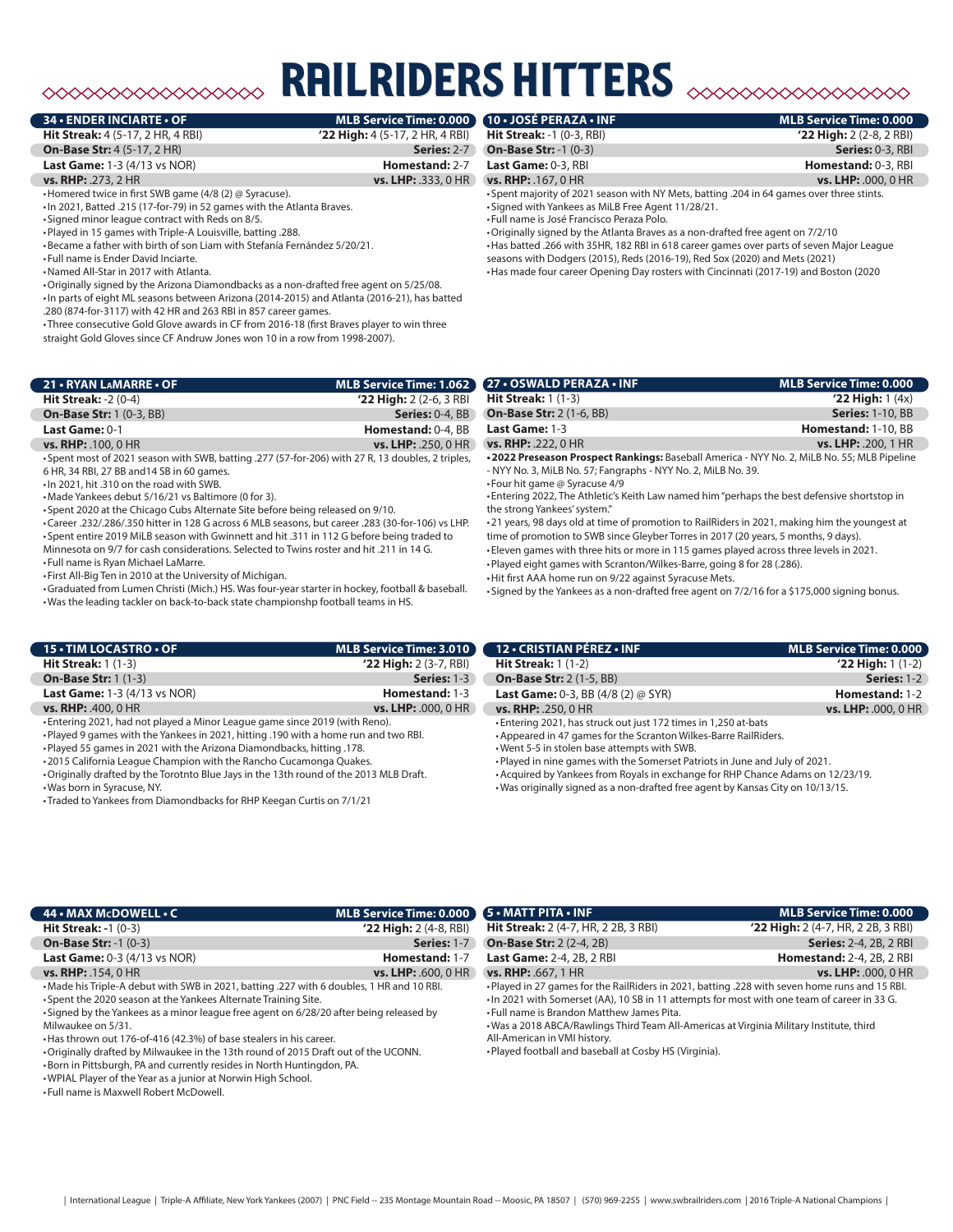# RAILRIDERS HITTERS

## 34 • ENDER INCIARTE • OF

**MLB Service Time:** 0.000

| | |
|---|---|
| **Hit Streak:** 4 (5-17, 2 HR, 4 RBI) | **'22 High:** 4 (5-17, 2 HR, 4 RBI) |
| **On-Base Str:** 4 (5-17, 2 HR) | **Series:** 2-7 |
| **Last Game:** 1-3 (4/13 vs NOR) | **Homestand:** 2-7 |
| **vs. RHP:** .273, 2 HR | **vs. LHP:** .333, 0 HR |

- Homered twice in first SWB game (4/8 (2) @ Syracuse).
- In 2021, Batted .215 (17-for-79) in 52 games with the Atlanta Braves.
- Signed minor league contract with Reds on 8/5.
- Played in 15 games with Triple-A Louisville, batting .288.
- Became a father with birth of son Liam with Stefanía Fernández 5/20/21.
- Full name is Ender David Inciarte.
- Named All-Star in 2017 with Atlanta.
- Originally signed by the Arizona Diamondbacks as a non-drafted free agent on 5/25/08.
- In parts of eight ML seasons between Arizona (2014-2015) and Atlanta (2016-21), has batted .280 (874-for-3117) with 42 HR and 263 RBI in 857 career games.
- Three consecutive Gold Glove awards in CF from 2016-18 (first Braves player to win three straight Gold Gloves since CF Andruw Jones won 10 in a row from 1998-2007).

## 10 • JOSÉ PERAZA • INF

**MLB Service Time:** 0.000

| | |
|---|---|
| **Hit Streak:** -1 (0-3, RBI) | **'22 High:** 2 (2-8, 2 RBI) |
| **On-Base Str:** -1 (0-3) | **Series:** 0-3, RBI |
| **Last Game:** 0-3, RBI | **Homestand:** 0-3, RBI |
| **vs. RHP:** .167, 0 HR | **vs. LHP:** .000, 0 HR |

- Spent majority of 2021 season with NY Mets, batting .204 in 64 games over three stints.
- Signed with Yankees as MiLB Free Agent 11/28/21.
- Full name is José Francisco Peraza Polo.
- Originally signed by the Atlanta Braves as a non-drafted free agent on 7/2/10
- Has batted .266 with 35HR, 182 RBI in 618 career games over parts of seven Major League seasons with Dodgers (2015), Reds (2016-19), Red Sox (2020) and Mets (2021)
- Has made four career Opening Day rosters with Cincinnati (2017-19) and Boston (2020

## 21 • RYAN LaMARRE • OF

**MLB Service Time:** 1.062

| | |
|---|---|
| **Hit Streak:** -2 (0-4) | **'22 High:** 2 (2-6, 3 RBI |
| **On-Base Str:** 1 (0-3, BB) | **Series:** 0-4, BB |
| **Last Game:** 0-1 | **Homestand:** 0-4, BB |
| **vs. RHP:** .100, 0 HR | **vs. LHP:** .250, 0 HR |

- Spent most of 2021 season with SWB, batting .277 (57-for-206) with 27 R, 13 doubles, 2 triples, 6 HR, 34 RBI, 27 BB and14 SB in 60 games.
- In 2021, hit .310 on the road with SWB.
- Made Yankees debut 5/16/21 vs Baltimore (0 for 3).
- Spent 2020 at the Chicago Cubs Alternate Site before being released on 9/10.
- Career .232/.286/.350 hitter in 128 G across 6 MLB seasons, but career .283 (30-for-106) vs LHP.
- Spent entire 2019 MiLB season with Gwinnett and hit .311 in 112 G before being traded to Minnesota on 9/7 for cash considerations. Selected to Twins roster and hit .211 in 14 G.
- Full name is Ryan Michael LaMarre.
- First All-Big Ten in 2010 at the University of Michigan.
- Graduated from Lumen Christi (Mich.) HS. Was four-year starter in hockey, football & baseball.
- Was the leading tackler on back-to-back state championshp football teams in HS.

## 27 • OSWALD PERAZA • INF

**MLB Service Time:** 0.000

| | |
|---|---|
| **Hit Streak:** 1 (1-3) | **'22 High:** 1 (4x) |
| **On-Base Str:** 2 (1-6, BB) | **Series:** 1-10, BB |
| **Last Game:** 1-3 | **Homestand:** 1-10, BB |
| **vs. RHP:** .222, 0 HR | **vs. LHP:** .200, 1 HR |

- **2022 Preseason Prospect Rankings:** Baseball America - NYY No. 2, MiLB No. 55; MLB Pipeline - NYY No. 3, MiLB No. 57; Fangraphs - NYY No. 2, MiLB No. 39.
- Four hit game @ Syracuse 4/9
- Entering 2022, The Athletic's Keith Law named him "perhaps the best defensive shortstop in the strong Yankees' system."
- 21 years, 98 days old at time of promotion to RailRiders in 2021, making him the youngest at time of promotion to SWB since Gleyber Torres in 2017 (20 years, 5 months, 9 days).
- Eleven games with three hits or more in 115 games played across three levels in 2021.
- Played eight games with Scranton/Wilkes-Barre, going 8 for 28 (.286).
- Hit first AAA home run on 9/22 against Syracuse Mets.
- Signed by the Yankees as a non-drafted free agent on 7/2/16 for a $175,000 signing bonus.

## 15 • TIM LOCASTRO • OF

**MLB Service Time:** 3.010

| | |
|---|---|
| **Hit Streak:** 1 (1-3) | **'22 High:** 2 (3-7, RBI) |
| **On-Base Str:** 1 (1-3) | **Series:** 1-3 |
| **Last Game:** 1-3 (4/13 vs NOR) | **Homestand:** 1-3 |
| **vs. RHP:** .400, 0 HR | **vs. LHP:** .000, 0 HR |

- Entering 2021, had not played a Minor League game since 2019 (with Reno).
- Played 9 games with the Yankees in 2021, hitting .190 with a home run and two RBI.
- Played 55 games in 2021 with the Arizona Diamondbacks, hitting .178.
- 2015 California League Champion with the Rancho Cucamonga Quakes.
- Originally drafted by the Torotnto Blue Jays in the 13th round of the 2013 MLB Draft.
- Was born in Syracuse, NY.
- Traded to Yankees from Diamondbacks for RHP Keegan Curtis on 7/1/21

## 12 • CRISTIAN PÉREZ • INF

**MLB Service Time:** 0.000

| | |
|---|---|
| **Hit Streak:** 1 (1-2) | **'22 High:** 1 (1-2) |
| **On-Base Str:** 2 (1-5, BB) | **Series:** 1-2 |
| **Last Game:** 0-3, BB (4/8 (2) @ SYR) | **Homestand:** 1-2 |
| **vs. RHP:** .250, 0 HR | **vs. LHP:** .000, 0 HR |

- Entering 2021, has struck out just 172 times in 1,250 at-bats
- Appeared in 47 games for the Scranton Wilkes-Barre RailRiders.
- Went 5-5 in stolen base attempts with SWB.
- Played in nine games with the Somerset Patriots in June and July of 2021.
- Acquired by Yankees from Royals in exchange for RHP Chance Adams on 12/23/19.
- Was originally signed as a non-drafted free agent by Kansas City on 10/13/15.

## 44 • MAX McDOWELL • C

**MLB Service Time:** 0.000

| | |
|---|---|
| **Hit Streak:** -1 (0-3) | **'22 High:** 2 (4-8, RBI) |
| **On-Base Str:** -1 (0-3) | **Series:** 1-7 |
| **Last Game:** 0-3 (4/13 vs NOR) | **Homestand:** 1-7 |
| **vs. RHP:** .154, 0 HR | **vs. LHP:** .600, 0 HR |

- Made his Triple-A debut with SWB in 2021, batting .227 with 6 doubles, 1 HR and 10 RBI.
- Spent the 2020 season at the Yankees Alternate Training Site.
- Signed by the Yankees as a minor league free agent on 6/28/20 after being released by Milwaukee on 5/31.
- Has thrown out 176-of-416 (42.3%) of base stealers in his career.
- Originally drafted by Milwaukee in the 13th round of 2015 Draft out of the UCONN.
- Born in Pittsburgh, PA and currently resides in North Huntingdon, PA.
- WPIAL Player of the Year as a junior at Norwin High School.
- Full name is Maxwell Robert McDowell.

## 5 • MATT PITA • INF

**MLB Service Time:** 0.000

| | |
|---|---|
| **Hit Streak:** 2 (4-7, HR, 2 2B, 3 RBI) | **'22 High:** 2 (4-7, HR, 2 2B, 3 RBI) |
| **On-Base Str:** 2 (2-4, 2B) | **Series:** 2-4, 2B, 2 RBI |
| **Last Game:** 2-4, 2B, 2 RBI | **Homestand:** 2-4, 2B, 2 RBI |
| **vs. RHP:** .667, 1 HR | **vs. LHP:** .000, 0 HR |

- Played in 27 games for the RailRiders in 2021, batting .228 with seven home runs and 15 RBI.
- In 2021 with Somerset (AA), 10 SB in 11 attempts for most with one team of career in 33 G.
- Full name is Brandon Matthew James Pita.
- Was a 2018 ABCA/Rawlings Third Team All-Americas at Virginia Military Institute, third All-American in VMI history.
- Played football and baseball at Cosby HS (Virginia).

| International League | Triple-A Affiliate, New York Yankees (2007) | PNC Field -- 235 Montage Mountain Road -- Moosic, PA 18507 | (570) 969-2255 | www.swbrailriders.com | 2016 Triple-A National Champions |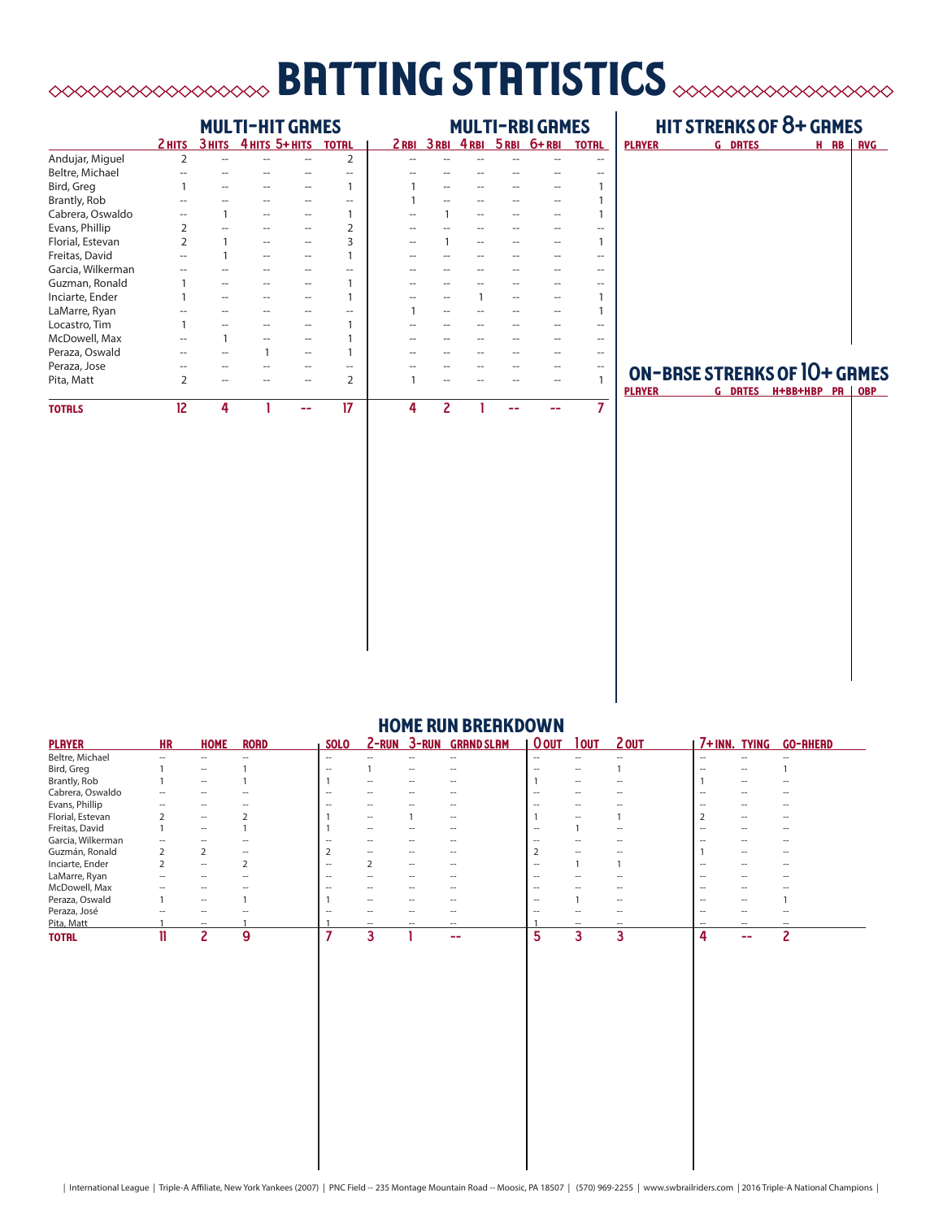# BATTING STATISTICS

## MULTI-HIT GAMES / MULTI-RBI GAMES

| | MULTI-HIT GAMES | | | | | MULTI-RBI GAMES | | | | | |
|---|---|---|---|---|---|---|---|---|---|---|---|
| | 2 HITS | 3 HITS | 4 HITS | 5+ HITS | TOTAL | 2 RBI | 3 RBI | 4 RBI | 5 RBI | 6+ RBI | TOTAL |
| Andujar, Miguel | 2 | -- | -- | -- | 2 | -- | -- | -- | -- | -- | -- |
| Beltre, Michael | -- | -- | -- | -- | -- | -- | -- | -- | -- | -- | -- |
| Bird, Greg | 1 | -- | -- | -- | 1 | 1 | -- | -- | -- | -- | 1 |
| Brantly, Rob | -- | -- | -- | -- | -- | 1 | -- | -- | -- | -- | 1 |
| Cabrera, Oswaldo | -- | 1 | -- | -- | 1 | -- | 1 | -- | -- | -- | 1 |
| Evans, Phillip | 2 | -- | -- | -- | 2 | -- | -- | -- | -- | -- | -- |
| Florial, Estevan | 2 | 1 | -- | -- | 3 | -- | 1 | -- | -- | -- | 1 |
| Freitas, David | -- | 1 | -- | -- | 1 | -- | -- | -- | -- | -- | -- |
| Garcia, Wilkerman | -- | -- | -- | -- | -- | -- | -- | -- | -- | -- | -- |
| Guzman, Ronald | 1 | -- | -- | -- | 1 | -- | -- | -- | -- | -- | -- |
| Inciarte, Ender | 1 | -- | -- | -- | 1 | -- | -- | 1 | -- | -- | 1 |
| LaMarre, Ryan | -- | -- | -- | -- | -- | 1 | -- | -- | -- | -- | 1 |
| Locastro, Tim | 1 | -- | -- | -- | 1 | -- | -- | -- | -- | -- | -- |
| McDowell, Max | -- | 1 | -- | -- | 1 | -- | -- | -- | -- | -- | -- |
| Peraza, Oswald | -- | -- | 1 | -- | 1 | -- | -- | -- | -- | -- | -- |
| Peraza, Jose | -- | -- | -- | -- | -- | -- | -- | -- | -- | -- | -- |
| Pita, Matt | 2 | -- | -- | -- | 2 | 1 | -- | -- | -- | -- | 1 |
| **TOTALS** | **12** | **4** | **1** | **--** | **17** | **4** | **2** | **1** | **--** | **--** | **7** |

## HIT STREAKS OF 8+ GAMES

| PLAYER | G | DATES | H | AB | AVG |
|---|---|---|---|---|---|

## ON-BASE STREAKS OF 10+ GAMES

| PLAYER | G | DATES | H+BB+HBP | PA | OBP |
|---|---|---|---|---|---|

## HOME RUN BREAKDOWN

| PLAYER | HR | HOME | ROAD | SOLO | 2-RUN | 3-RUN | GRAND SLAM | 0 OUT | 1 OUT | 2 OUT | 7+ INN. | TYING | GO-AHEAD |
|---|---|---|---|---|---|---|---|---|---|---|---|---|---|
| Beltre, Michael | -- | -- | -- | -- | -- | -- | -- | -- | -- | -- | -- | -- | -- |
| Bird, Greg | 1 | -- | 1 | -- | 1 | -- | -- | -- | -- | 1 | -- | -- | 1 |
| Brantly, Rob | 1 | -- | 1 | 1 | -- | -- | -- | 1 | -- | -- | 1 | -- | -- |
| Cabrera, Oswaldo | -- | -- | -- | -- | -- | -- | -- | -- | -- | -- | -- | -- | -- |
| Evans, Phillip | -- | -- | -- | -- | -- | -- | -- | -- | -- | -- | -- | -- | -- |
| Florial, Estevan | 2 | -- | 2 | 1 | -- | 1 | -- | 1 | -- | 1 | 2 | -- | -- |
| Freitas, David | 1 | -- | 1 | 1 | -- | -- | -- | -- | 1 | -- | -- | -- | -- |
| Garcia, Wilkerman | -- | -- | -- | -- | -- | -- | -- | -- | -- | -- | -- | -- | -- |
| Guzmán, Ronald | 2 | 2 | -- | 2 | -- | -- | -- | 2 | -- | -- | 1 | -- | -- |
| Inciarte, Ender | 2 | -- | 2 | -- | 2 | -- | -- | -- | 1 | 1 | -- | -- | -- |
| LaMarre, Ryan | -- | -- | -- | -- | -- | -- | -- | -- | -- | -- | -- | -- | -- |
| McDowell, Max | -- | -- | -- | -- | -- | -- | -- | -- | -- | -- | -- | -- | -- |
| Peraza, Oswald | 1 | -- | 1 | 1 | -- | -- | -- | -- | 1 | -- | -- | -- | 1 |
| Peraza, José | -- | -- | -- | -- | -- | -- | -- | -- | -- | -- | -- | -- | -- |
| Pita, Matt | 1 | -- | 1 | 1 | -- | -- | -- | 1 | -- | -- | -- | -- | -- |
| **TOTAL** | **11** | **2** | **9** | **7** | **3** | **1** | **--** | **5** | **3** | **3** | **4** | **--** | **2** |

| International League | Triple-A Affiliate, New York Yankees (2007) | PNC Field -- 235 Montage Mountain Road -- Moosic, PA 18507 | (570) 969-2255 | www.swbrailriders.com | 2016 Triple-A National Champions |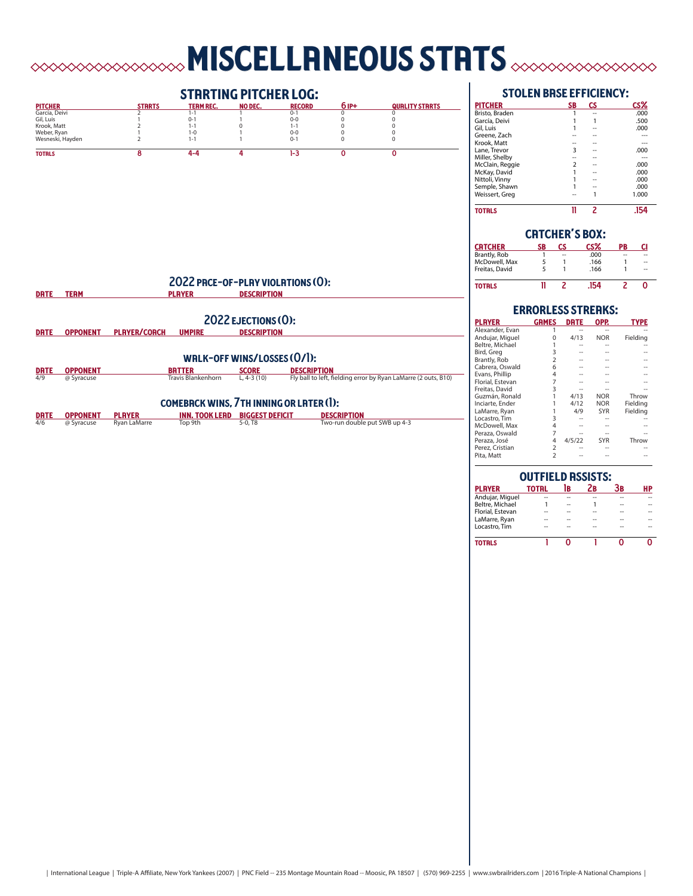# MISCELLANEOUS STATS

## STARTING PITCHER LOG:

| PITCHER | STARTS | TEAM REC. | NO DEC. | RECORD | 6 IP+ | QUALITY STARTS |
|---|---|---|---|---|---|---|
| García, Deivi | 2 | 1-1 | 1 | 0-1 | 0 | 0 |
| Gil, Luis | 1 | 0-1 | 1 | 0-0 | 0 | 0 |
| Krook, Matt | 2 | 1-1 | 0 | 1-1 | 0 | 0 |
| Weber, Ryan | 1 | 1-0 | 1 | 0-0 | 0 | 0 |
| Wesneski, Hayden | 2 | 1-1 | 1 | 0-1 | 0 | 0 |
| **TOTALS** | **8** | **4-4** | **4** | **1-3** | **0** | **0** |

## 2022 PACE-OF-PLAY VIOLATIONS (0):

| DATE | TEAM | PLAYER | DESCRIPTION |
|---|---|---|---|

## 2022 EJECTIONS (0):

| DATE | OPPONENT | PLAYER/COACH | UMPIRE | DESCRIPTION |
|---|---|---|---|---|

## WALK-OFF WINS/LOSSES (0/1):

| DATE | OPPONENT | BATTER | SCORE | DESCRIPTION |
|---|---|---|---|---|
| 4/9 | @ Syracuse | Travis Blankenhorn | L, 4-3 (10) | Fly ball to left, fielding error by Ryan LaMarre (2 outs, B10) |

## COMEBACK WINS, 7TH INNING OR LATER (1):

| DATE | OPPONENT | PLAYER | INN. TOOK LEAD | BIGGEST DEFICIT | DESCRIPTION |
|---|---|---|---|---|---|
| 4/6 | @ Syracuse | Ryan LaMarre | Top 9th | 5-0, T8 | Two-run double put SWB up 4-3 |

## STOLEN BASE EFFICIENCY:

| PITCHER | SB | CS | CS% |
|---|---|---|---|
| Bristo, Braden | 1 | -- | .000 |
| García, Deivi | 1 | 1 | .500 |
| Gil, Luis | 1 | -- | .000 |
| Greene, Zach | -- | -- | --- |
| Krook, Matt | -- | -- | --- |
| Lane, Trevor | 3 | -- | .000 |
| Miller, Shelby | -- | -- | --- |
| McClain, Reggie | 2 | -- | .000 |
| McKay, David | 1 | -- | .000 |
| Nittoli, Vinny | 1 | -- | .000 |
| Semple, Shawn | 1 | -- | .000 |
| Weissert, Greg | -- | 1 | 1.000 |
| **TOTALS** | **11** | **2** | **.154** |

## CATCHER'S BOX:

| CATCHER | SB | CS | CS% | PB | CI |
|---|---|---|---|---|---|
| Brantly, Rob | 1 | -- | .000 | -- | -- |
| McDowell, Max | 5 | 1 | .166 | 1 | -- |
| Freitas, David | 5 | 1 | .166 | 1 | -- |
| **TOTALS** | **11** | **2** | **.154** | **2** | **0** |

## ERRORLESS STREAKS:

| PLAYER | GAMES | DATE | OPP. | TYPE |
|---|---|---|---|---|
| Alexander, Evan | 1 | -- | -- | -- |
| Andujar, Miguel | 0 | 4/13 | NOR | Fielding |
| Beltre, Michael | 1 | -- | -- | -- |
| Bird, Greg | 3 | -- | -- | -- |
| Brantly, Rob | 2 | -- | -- | -- |
| Cabrera, Oswald | 6 | -- | -- | -- |
| Evans, Phillip | 4 | -- | -- | -- |
| Florial, Estevan | 7 | -- | -- | -- |
| Freitas, David | 3 | -- | -- | -- |
| Guzmán, Ronald | 1 | 4/13 | NOR | Throw |
| Inciarte, Ender | 1 | 4/12 | NOR | Fielding |
| LaMarre, Ryan | 1 | 4/9 | SYR | Fielding |
| Locastro, Tim | 3 | -- | -- | -- |
| McDowell, Max | 4 | -- | -- | -- |
| Peraza, Oswald | 7 | -- | -- | -- |
| Peraza, José | 4 | 4/5/22 | SYR | Throw |
| Perez, Cristian | 2 | -- | -- | -- |
| Pita, Matt | 2 | -- | -- | -- |

## OUTFIELD ASSISTS:

| PLAYER | TOTAL | 1B | 2B | 3B | HP |
|---|---|---|---|---|---|
| Andujar, Miguel | -- | -- | -- | -- | -- |
| Beltre, Michael | 1 | -- | 1 | -- | -- |
| Florial, Estevan | -- | -- | -- | -- | -- |
| LaMarre, Ryan | -- | -- | -- | -- | -- |
| Locastro, Tim | -- | -- | -- | -- | -- |
| **TOTALS** | **1** | **0** | **1** | **0** | **0** |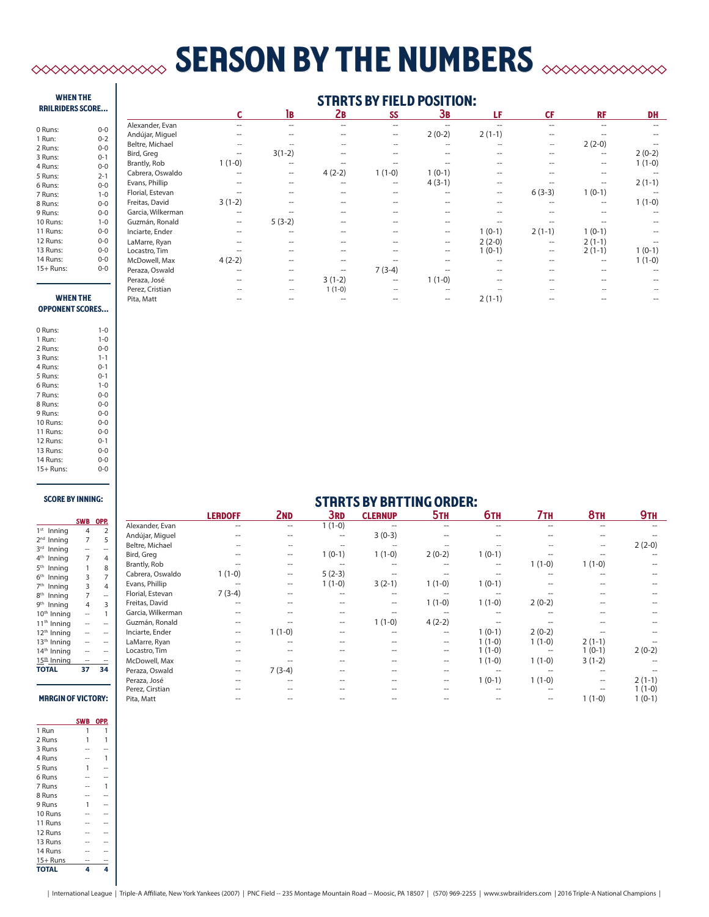# SEASON BY THE NUMBERS

## WHEN THE RAILRIDERS SCORE...

| | |
|---|---|
| 0 Runs: | 0-0 |
| 1 Run: | 0-2 |
| 2 Runs: | 0-0 |
| 3 Runs: | 0-1 |
| 4 Runs: | 0-0 |
| 5 Runs: | 2-1 |
| 6 Runs: | 0-0 |
| 7 Runs: | 1-0 |
| 8 Runs: | 0-0 |
| 9 Runs: | 0-0 |
| 10 Runs: | 1-0 |
| 11 Runs: | 0-0 |
| 12 Runs: | 0-0 |
| 13 Runs: | 0-0 |
| 14 Runs: | 0-0 |
| 15+ Runs: | 0-0 |

## WHEN THE OPPONENT SCORES...

| | |
|---|---|
| 0 Runs: | 1-0 |
| 1 Run: | 1-0 |
| 2 Runs: | 0-0 |
| 3 Runs: | 1-1 |
| 4 Runs: | 0-1 |
| 5 Runs: | 0-1 |
| 6 Runs: | 1-0 |
| 7 Runs: | 0-0 |
| 8 Runs: | 0-0 |
| 9 Runs: | 0-0 |
| 10 Runs: | 0-0 |
| 11 Runs: | 0-0 |
| 12 Runs: | 0-1 |
| 13 Runs: | 0-0 |
| 14 Runs: | 0-0 |
| 15+ Runs: | 0-0 |

## SCORE BY INNING:

| | SWB | OPP. |
|---|---|---|
| 1st Inning | 4 | 2 |
| 2nd Inning | 7 | 5 |
| 3rd Inning | -- | -- |
| 4th Inning | 7 | 4 |
| 5th Inning | 1 | 8 |
| 6th Inning | 3 | 7 |
| 7th Inning | 3 | 4 |
| 8th Inning | 7 | -- |
| 9th Inning | 4 | 3 |
| 10th Inning | -- | 1 |
| 11th Inning | -- | -- |
| 12th Inning | -- | -- |
| 13th Inning | -- | -- |
| 14th Inning | -- | -- |
| 15th Inning | -- | -- |
| **TOTAL** | **37** | **34** |

## MARGIN OF VICTORY:

| | SWB | OPP. |
|---|---|---|
| 1 Run | 1 | 1 |
| 2 Runs | 1 | 1 |
| 3 Runs | -- | -- |
| 4 Runs | -- | 1 |
| 5 Runs | 1 | -- |
| 6 Runs | -- | -- |
| 7 Runs | -- | 1 |
| 8 Runs | -- | -- |
| 9 Runs | 1 | -- |
| 10 Runs | -- | -- |
| 11 Runs | -- | -- |
| 12 Runs | -- | -- |
| 13 Runs | -- | -- |
| 14 Runs | -- | -- |
| 15+ Runs | -- | -- |
| **TOTAL** | **4** | **4** |

## STARTS BY FIELD POSITION:

| | C | 1B | 2B | SS | 3B | LF | CF | RF | DH |
|---|---|---|---|---|---|---|---|---|---|
| Alexander, Evan | -- | -- | -- | -- | -- | -- | -- | -- | -- |
| Andújar, Miguel | -- | -- | -- | -- | 2 (0-2) | 2 (1-1) | -- | -- | -- |
| Beltre, Michael | -- | -- | -- | -- | -- | -- | -- | 2 (2-0) | -- |
| Bird, Greg | -- | 3(1-2) | -- | -- | -- | -- | -- | -- | 2 (0-2) |
| Brantly, Rob | 1 (1-0) | -- | -- | -- | -- | -- | -- | -- | 1 (1-0) |
| Cabrera, Oswaldo | -- | -- | 4 (2-2) | 1 (1-0) | 1 (0-1) | -- | -- | -- | -- |
| Evans, Phillip | -- | -- | -- | -- | 4 (3-1) | -- | -- | -- | 2 (1-1) |
| Florial, Estevan | -- | -- | -- | -- | -- | -- | 6 (3-3) | 1 (0-1) | -- |
| Freitas, David | 3 (1-2) | -- | -- | -- | -- | -- | -- | -- | 1 (1-0) |
| Garcia, Wilkerman | -- | -- | -- | -- | -- | -- | -- | -- | -- |
| Guzmán, Ronald | -- | 5 (3-2) | -- | -- | -- | -- | -- | -- | -- |
| Inciarte, Ender | -- | -- | -- | -- | -- | 1 (0-1) | 2 (1-1) | 1 (0-1) | -- |
| LaMarre, Ryan | -- | -- | -- | -- | -- | 2 (2-0) | -- | 2 (1-1) | -- |
| Locastro, Tim | -- | -- | -- | -- | -- | 1 (0-1) | -- | 2 (1-1) | 1 (0-1) |
| McDowell, Max | 4 (2-2) | -- | -- | -- | -- | -- | -- | -- | 1 (1-0) |
| Peraza, Oswald | -- | -- | -- | 7 (3-4) | -- | -- | -- | -- | -- |
| Peraza, José | -- | -- | 3 (1-2) | -- | 1 (1-0) | -- | -- | -- | -- |
| Perez, Cristian | -- | -- | 1 (1-0) | -- | -- | -- | -- | -- | -- |
| Pita, Matt | -- | -- | -- | -- | -- | 2 (1-1) | -- | -- | -- |

## STARTS BY BATTING ORDER:

| | LEADOFF | 2ND | 3RD | CLEANUP | 5TH | 6TH | 7TH | 8TH | 9TH |
|---|---|---|---|---|---|---|---|---|---|
| Alexander, Evan | -- | -- | 1 (1-0) | -- | -- | -- | -- | -- | -- |
| Andújar, Miguel | -- | -- | -- | 3 (0-3) | -- | -- | -- | -- | -- |
| Beltre, Michael | -- | -- | -- | -- | -- | -- | -- | -- | 2 (2-0) |
| Bird, Greg | -- | -- | 1 (0-1) | 1 (1-0) | 2 (0-2) | 1 (0-1) | -- | -- | -- |
| Brantly, Rob | -- | -- | -- | -- | -- | -- | 1 (1-0) | 1 (1-0) | -- |
| Cabrera, Oswaldo | 1 (1-0) | -- | 5 (2-3) | -- | -- | -- | -- | -- | -- |
| Evans, Phillip | -- | -- | 1 (1-0) | 3 (2-1) | 1 (1-0) | 1 (0-1) | -- | -- | -- |
| Florial, Estevan | 7 (3-4) | -- | -- | -- | -- | -- | -- | -- | -- |
| Freitas, David | -- | -- | -- | -- | 1 (1-0) | 1 (1-0) | 2 (0-2) | -- | -- |
| Garcia, Wilkerman | -- | -- | -- | -- | -- | -- | -- | -- | -- |
| Guzmán, Ronald | -- | -- | -- | 1 (1-0) | 4 (2-2) | -- | -- | -- | -- |
| Inciarte, Ender | -- | 1 (1-0) | -- | -- | -- | 1 (0-1) | 2 (0-2) | -- | -- |
| LaMarre, Ryan | -- | -- | -- | -- | -- | 1 (1-0) | 1 (1-0) | 2 (1-1) | -- |
| Locastro, Tim | -- | -- | -- | -- | -- | 1 (1-0) | -- | 1 (0-1) | 2 (0-2) |
| McDowell, Max | -- | -- | -- | -- | -- | 1 (1-0) | 1 (1-0) | 3 (1-2) | -- |
| Peraza, Oswald | -- | 7 (3-4) | -- | -- | -- | -- | -- | -- | -- |
| Peraza, José | -- | -- | -- | -- | -- | 1 (0-1) | 1 (1-0) | -- | 2 (1-1) |
| Perez, Cirstian | -- | -- | -- | -- | -- | -- | -- | -- | 1 (1-0) |
| Pita, Matt | -- | -- | -- | -- | -- | -- | -- | 1 (1-0) | 1 (0-1) |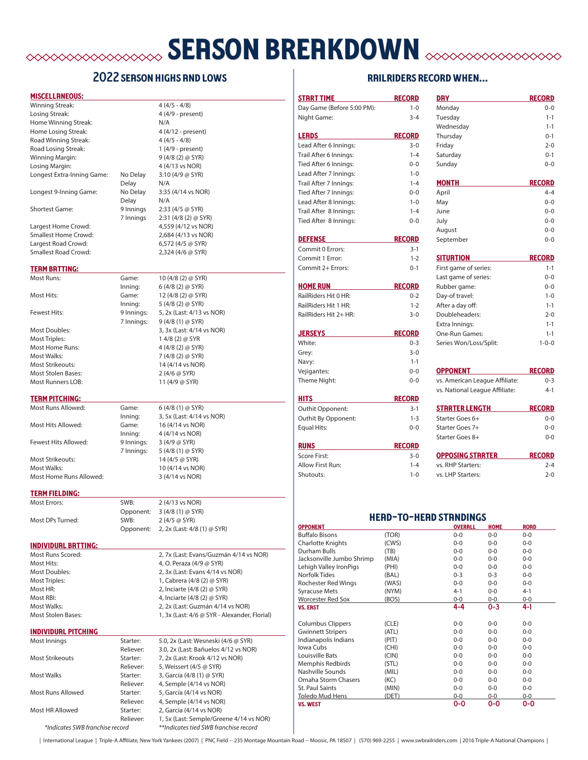# SEASON BREAKDOWN

## 2022 SEASON HIGHS AND LOWS

### MISCELLANEOUS:

| | | |
|---|---|---|
| Winning Streak: | | 4 (4/5 - 4/8) |
| Losing Streak: | | 4 (4/9 - present) |
| Home Winning Streak: | | N/A |
| Home Losing Streak: | | 4 (4/12 - present) |
| Road Winning Streak: | | 4 (4/5 - 4/8) |
| Road Losing Streak: | | 1 (4/9 - present) |
| Winning Margin: | | 9 (4/8 (2) @ SYR) |
| Losing Margin: | | 4 (4/13 vs NOR) |
| Longest Extra-Inning Game: | No Delay | 3:10 (4/9 @ SYR) |
| | Delay | N/A |
| Longest 9-Inning Game: | No Delay | 3:35 (4/14 vs NOR) |
| | Delay | N/A |
| Shortest Game: | 9 Innings | 2:33 (4/5 @ SYR) |
| | 7 Innings | 2:31 (4/8 (2) @ SYR) |
| Largest Home Crowd: | | 4,559 (4/12 vs NOR) |
| Smallest Home Crowd: | | 2,684 (4/13 vs NOR) |
| Largest Road Crowd: | | 6,572 (4/5 @ SYR) |
| Smallest Road Crowd: | | 2,324 (4/6 @ SYR) |

### TEAM BATTING:

| | | |
|---|---|---|
| Most Runs: | Game: | 10 (4/8 (2) @ SYR) |
| | Inning: | 6 (4/8 (2) @ SYR) |
| Most Hits: | Game: | 12 (4/8 (2) @ SYR) |
| | Inning: | 5 (4/8 (2) @ SYR) |
| Fewest Hits: | 9 Innings: | 5, 2x (Last: 4/13 vs NOR) |
| | 7 Innings: | 9 (4/8 (1) @ SYR) |
| Most Doubles: | | 3, 3x (Last: 4/14 vs NOR) |
| Most Triples: | | 1 4/8 (2) @ SYR |
| Most Home Runs: | | 4 (4/8 (2) @ SYR) |
| Most Walks: | | 7 (4/8 (2) @ SYR) |
| Most Strikeouts: | | 14 (4/14 vs NOR) |
| Most Stolen Bases: | | 2 (4/6 @ SYR) |
| Most Runners LOB: | | 11 (4/9 @ SYR) |

### TEAM PITCHING:

| | | |
|---|---|---|
| Most Runs Allowed: | Game: | 6 (4/8 (1) @ SYR) |
| | Inning: | 3, 5x (Last: 4/14 vs NOR) |
| Most Hits Allowed: | Game: | 16 (4/14 vs NOR) |
| | Inning: | 4 (4/14 vs NOR) |
| Fewest Hits Allowed: | 9 Innings: | 3 (4/9 @ SYR) |
| | 7 Innings: | 5 (4/8 (1) @ SYR) |
| Most Strikeouts: | | 14 (4/5 @ SYR) |
| Most Walks: | | 10 (4/14 vs NOR) |
| Most Home Runs Allowed: | | 3 (4/14 vs NOR) |

### TEAM FIELDING:

| | | |
|---|---|---|
| Most Errors: | SWB: | 2 (4/13 vs NOR) |
| | Opponent: | 3 (4/8 (1) @ SYR) |
| Most DPs Turned: | SWB: | 2 (4/5 @ SYR) |
| | Opponent: | 2, 2x (Last: 4/8 (1) @ SYR) |

### INDIVIDUAL BATTING:

| | |
|---|---|
| Most Runs Scored: | 2, 7x (Last: Evans/Guzmán 4/14 vs NOR) |
| Most Hits: | 4, O. Peraza (4/9 @ SYR) |
| Most Doubles: | 2, 3x (Last: Evans 4/14 vs NOR) |
| Most Triples: | 1, Cabrera (4/8 (2) @ SYR) |
| Most HR: | 2, Inciarte (4/8 (2) @ SYR) |
| Most RBI: | 4, Inciarte (4/8 (2) @ SYR) |
| Most Walks: | 2, 2x (Last: Guzmán 4/14 vs NOR) |
| Most Stolen Bases: | 1, 3x (Last: 4/6 @ SYR - Alexander, Florial) |

### INDIVIDUAL PITCHING

| | | |
|---|---|---|
| Most Innings | Starter: | 5.0, 2x (Last: Wesneski (4/6 @ SYR) |
| | Reliever: | 3.0, 2x (Last: Bañuelos 4/12 vs NOR) |
| Most Strikeouts | Starter: | 7, 2x (Last: Krook 4/12 vs NOR) |
| | Reliever: | 5, Weissert (4/5 @ SYR) |
| Most Walks | Starter: | 3, García (4/8 (1) @ SYR) |
| | Reliever: | 4, Semple (4/14 vs NOR) |
| Most Runs Allowed | Starter: | 5, García (4/14 vs NOR) |
| | Reliever: | 4, Semple (4/14 vs NOR) |
| Most HR Allowed | Starter: | 2, García (4/14 vs NOR) |
| | Reliever: | 1, 5x (Last: Semple/Greene 4/14 vs NOR) |

*\*Indicates SWB franchise record* *\*\*Indicates tied SWB franchise record*

## RAILRIDERS RECORD WHEN...

| START TIME | RECORD |
|---|---|
| Day Game (Before 5:00 PM): | 1-0 |
| Night Game: | 3-4 |

| LEADS | RECORD |
|---|---|
| Lead After 6 Innings: | 3-0 |
| Trail After 6 Innings: | 1-4 |
| Tied After 6 Innings: | 0-0 |
| Lead After 7 Innings: | 1-0 |
| Trail After 7 Innings: | 1-4 |
| Tied After 7 Innings: | 0-0 |
| Lead After 8 Innings: | 1-0 |
| Trail After 8 Innings: | 1-4 |
| Tied After 8 Innings: | 0-0 |

| DEFENSE | RECORD |
|---|---|
| Commit 0 Errors: | 3-1 |
| Commit 1 Error: | 1-2 |
| Commit 2+ Errors: | 0-1 |

| HOME RUN | RECORD |
|---|---|
| RailRiders Hit 0 HR: | 0-2 |
| RailRiders Hit 1 HR: | 1-2 |
| RailRiders Hit 2+ HR: | 3-0 |

| JERSEYS | RECORD |
|---|---|
| White: | 0-3 |
| Grey: | 3-0 |
| Navy: | 1-1 |
| Vejigantes: | 0-0 |
| Theme Night: | 0-0 |

| HITS | RECORD |
|---|---|
| Outhit Opponent: | 3-1 |
| Outhit By Opponent: | 1-3 |
| Equal Hits: | 0-0 |

| RUNS | RECORD |
|---|---|
| Score First: | 3-0 |
| Allow First Run: | 1-4 |
| Shutouts: | 1-0 |

| DAY | RECORD |
|---|---|
| Monday | 0-0 |
| Tuesday | 1-1 |
| Wednesday | 1-1 |
| Thursday | 0-1 |
| Friday | 2-0 |
| Saturday | 0-1 |
| Sunday | 0-0 |

| MONTH | RECORD |
|---|---|
| April | 4-4 |
| May | 0-0 |
| June | 0-0 |
| July | 0-0 |
| August | 0-0 |
| September | 0-0 |

| SITUATION | RECORD |
|---|---|
| First game of series: | 1-1 |
| Last game of series: | 0-0 |
| Rubber game: | 0-0 |
| Day-of travel: | 1-0 |
| After a day off: | 1-1 |
| Doubleheaders: | 2-0 |
| Extra Innings: | 1-1 |
| One-Run Games: | 1-1 |
| Series Won/Loss/Split: | 1-0-0 |

| OPPONENT | RECORD |
|---|---|
| vs. American League Affiliate: | 0-3 |
| vs. National League Affiliate: | 4-1 |

| STARTER LENGTH | RECORD |
|---|---|
| Starter Goes 6+ | 0-0 |
| Starter Goes 7+ | 0-0 |
| Starter Goes 8+ | 0-0 |

| OPPOSING STARTER | RECORD |
|---|---|
| vs. RHP Starters: | 2-4 |
| vs. LHP Starters: | 2-0 |

## HEAD-TO-HEAD STANDINGS

| OPPONENT | | OVERALL | HOME | ROAD |
|---|---|---|---|---|
| Buffalo Bisons | (TOR) | 0-0 | 0-0 | 0-0 |
| Charlotte Knights | (CWS) | 0-0 | 0-0 | 0-0 |
| Durham Bulls | (TB) | 0-0 | 0-0 | 0-0 |
| Jacksonville Jumbo Shrimp | (MIA) | 0-0 | 0-0 | 0-0 |
| Lehigh Valley IronPigs | (PHI) | 0-0 | 0-0 | 0-0 |
| Norfolk Tides | (BAL) | 0-3 | 0-3 | 0-0 |
| Rochester Red Wings | (WAS) | 0-0 | 0-0 | 0-0 |
| Syracuse Mets | (NYM) | 4-1 | 0-0 | 4-1 |
| Worcester Red Sox | (BOS) | 0-0 | 0-0 | 0-0 |
| **VS. EAST** | | **4-4** | **0-3** | **4-1** |
| Columbus Clippers | (CLE) | 0-0 | 0-0 | 0-0 |
| Gwinnett Stripers | (ATL) | 0-0 | 0-0 | 0-0 |
| Indianapolis Indians | (PIT) | 0-0 | 0-0 | 0-0 |
| Iowa Cubs | (CHI) | 0-0 | 0-0 | 0-0 |
| Louisville Bats | (CIN) | 0-0 | 0-0 | 0-0 |
| Memphis Redbirds | (STL) | 0-0 | 0-0 | 0-0 |
| Nashville Sounds | (MIL) | 0-0 | 0-0 | 0-0 |
| Omaha Storm Chasers | (KC) | 0-0 | 0-0 | 0-0 |
| St. Paul Saints | (MIN) | 0-0 | 0-0 | 0-0 |
| Toledo Mud Hens | (DET) | 0-0 | 0-0 | 0-0 |
| **VS. WEST** | | **0-0** | **0-0** | **0-0** |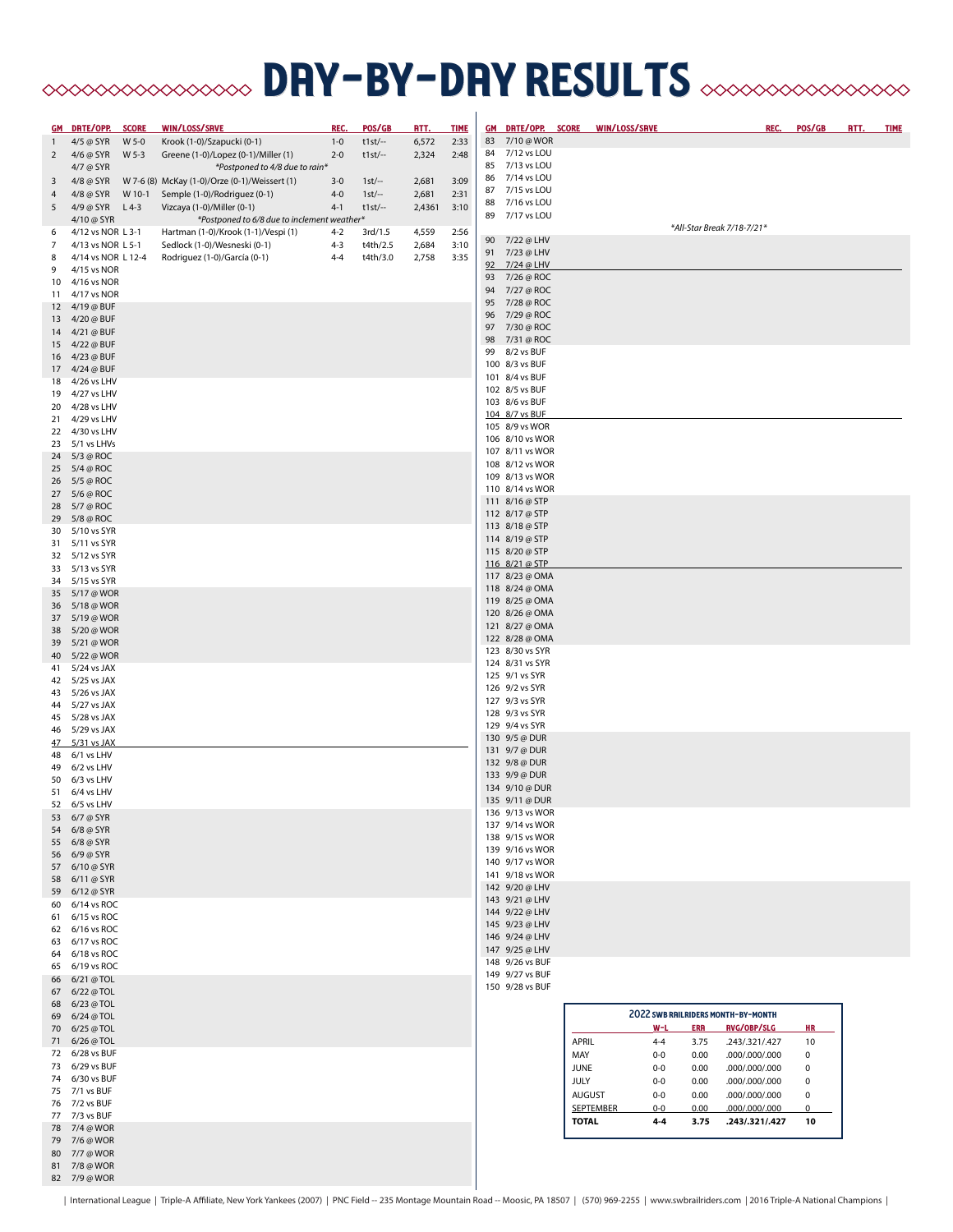# DAY-BY-DAY RESULTS

| GM | DATE/OPP. | SCORE | WIN/LOSS/SAVE | REC. | POS/GB | ATT. | TIME |
|---|---|---|---|---|---|---|---|
| 1 | 4/5 @ SYR | W 5-0 | Krook (1-0)/Szapucki (0-1) | 1-0 | t1st/-- | 6,572 | 2:33 |
| 2 | 4/6 @ SYR | W 5-3 | Greene (1-0)/Lopez (0-1)/Miller (1) | 2-0 | t1st/-- | 2,324 | 2:48 |
| | 4/7 @ SYR | | *Postponed to 4/8 due to rain* | | | | |
| 3 | 4/8 @ SYR | W 7-6 (8) | McKay (1-0)/Orze (0-1)/Weissert (1) | 3-0 | 1st/-- | 2,681 | 3:09 |
| 4 | 4/8 @ SYR | W 10-1 | Semple (1-0)/Rodriguez (0-1) | 4-0 | 1st/-- | 2,681 | 2:31 |
| 5 | 4/9 @ SYR | L 4-3 | Vizcaya (1-0)/Miller (0-1) | 4-1 | t1st/-- | 2,4361 | 3:10 |
| | 4/10 @ SYR | | *Postponed to 6/8 due to inclement weather* | | | | |
| 6 | 4/12 vs NOR | L 3-1 | Hartman (1-0)/Krook (1-1)/Vespi (1) | 4-2 | 3rd/1.5 | 4,559 | 2:56 |
| 7 | 4/13 vs NOR | L 5-1 | Sedlock (1-0)/Wesneski (0-1) | 4-3 | t4th/2.5 | 2,684 | 3:10 |
| 8 | 4/14 vs NOR | L 12-4 | Rodriguez (1-0)/García (0-1) | 4-4 | t4th/3.0 | 2,758 | 3:35 |
| 9 | 4/15 vs NOR | | | | | | |
| 10 | 4/16 vs NOR | | | | | | |
| 11 | 4/17 vs NOR | | | | | | |
| 12 | 4/19 @ BUF | | | | | | |
| 13 | 4/20 @ BUF | | | | | | |
| 14 | 4/21 @ BUF | | | | | | |
| 15 | 4/22 @ BUF | | | | | | |
| 16 | 4/23 @ BUF | | | | | | |
| 17 | 4/24 @ BUF | | | | | | |
| 18 | 4/26 vs LHV | | | | | | |
| 19 | 4/27 vs LHV | | | | | | |
| 20 | 4/28 vs LHV | | | | | | |
| 21 | 4/29 vs LHV | | | | | | |
| 22 | 4/30 vs LHV | | | | | | |
| 23 | 5/1 vs LHVs | | | | | | |
| 24 | 5/3 @ ROC | | | | | | |
| 25 | 5/4 @ ROC | | | | | | |
| 26 | 5/5 @ ROC | | | | | | |
| 27 | 5/6 @ ROC | | | | | | |
| 28 | 5/7 @ ROC | | | | | | |
| 29 | 5/8 @ ROC | | | | | | |
| 30 | 5/10 vs SYR | | | | | | |
| 31 | 5/11 vs SYR | | | | | | |
| 32 | 5/12 vs SYR | | | | | | |
| 33 | 5/13 vs SYR | | | | | | |
| 34 | 5/15 vs SYR | | | | | | |
| 35 | 5/17 @ WOR | | | | | | |
| 36 | 5/18 @ WOR | | | | | | |
| 37 | 5/19 @ WOR | | | | | | |
| 38 | 5/20 @ WOR | | | | | | |
| 39 | 5/21 @ WOR | | | | | | |
| 40 | 5/22 @ WOR | | | | | | |
| 41 | 5/24 vs JAX | | | | | | |
| 42 | 5/25 vs JAX | | | | | | |
| 43 | 5/26 vs JAX | | | | | | |
| 44 | 5/27 vs JAX | | | | | | |
| 45 | 5/28 vs JAX | | | | | | |
| 46 | 5/29 vs JAX | | | | | | |
| 47 | 5/31 vs JAX | | | | | | |
| 48 | 6/1 vs LHV | | | | | | |
| 49 | 6/2 vs LHV | | | | | | |
| 50 | 6/3 vs LHV | | | | | | |
| 51 | 6/4 vs LHV | | | | | | |
| 52 | 6/5 vs LHV | | | | | | |
| 53 | 6/7 @ SYR | | | | | | |
| 54 | 6/8 @ SYR | | | | | | |
| 55 | 6/8 @ SYR | | | | | | |
| 56 | 6/9 @ SYR | | | | | | |
| 57 | 6/10 @ SYR | | | | | | |
| 58 | 6/11 @ SYR | | | | | | |
| 59 | 6/12 @ SYR | | | | | | |
| 60 | 6/14 vs ROC | | | | | | |
| 61 | 6/15 vs ROC | | | | | | |
| 62 | 6/16 vs ROC | | | | | | |
| 63 | 6/17 vs ROC | | | | | | |
| 64 | 6/18 vs ROC | | | | | | |
| 65 | 6/19 vs ROC | | | | | | |
| 66 | 6/21 @ TOL | | | | | | |
| 67 | 6/22 @ TOL | | | | | | |
| 68 | 6/23 @ TOL | | | | | | |
| 69 | 6/24 @ TOL | | | | | | |
| 70 | 6/25 @ TOL | | | | | | |
| 71 | 6/26 @ TOL | | | | | | |
| 72 | 6/28 vs BUF | | | | | | |
| 73 | 6/29 vs BUF | | | | | | |
| 74 | 6/30 vs BUF | | | | | | |
| 75 | 7/1 vs BUF | | | | | | |
| 76 | 7/2 vs BUF | | | | | | |
| 77 | 7/3 vs BUF | | | | | | |
| 78 | 7/4 @ WOR | | | | | | |
| 79 | 7/6 @ WOR | | | | | | |
| 80 | 7/7 @ WOR | | | | | | |
| 81 | 7/8 @ WOR | | | | | | |
| 82 | 7/9 @ WOR | | | | | | |
| 83 | 7/10 @ WOR | | | | | | |
| 84 | 7/12 vs LOU | | | | | | |
| 85 | 7/13 vs LOU | | | | | | |
| 86 | 7/14 vs LOU | | | | | | |
| 87 | 7/15 vs LOU | | | | | | |
| 88 | 7/16 vs LOU | | | | | | |
| 89 | 7/17 vs LOU | | | | | | |
| | | | *All-Star Break 7/18-7/21* | | | | |
| 90 | 7/22 @ LHV | | | | | | |
| 91 | 7/23 @ LHV | | | | | | |
| 92 | 7/24 @ LHV | | | | | | |
| 93 | 7/26 @ ROC | | | | | | |
| 94 | 7/27 @ ROC | | | | | | |
| 95 | 7/28 @ ROC | | | | | | |
| 96 | 7/29 @ ROC | | | | | | |
| 97 | 7/30 @ ROC | | | | | | |
| 98 | 7/31 @ ROC | | | | | | |
| 99 | 8/2 vs BUF | | | | | | |
| 100 | 8/3 vs BUF | | | | | | |
| 101 | 8/4 vs BUF | | | | | | |
| 102 | 8/5 vs BUF | | | | | | |
| 103 | 8/6 vs BUF | | | | | | |
| 104 | 8/7 vs BUF | | | | | | |
| 105 | 8/9 vs WOR | | | | | | |
| 106 | 8/10 vs WOR | | | | | | |
| 107 | 8/11 vs WOR | | | | | | |
| 108 | 8/12 vs WOR | | | | | | |
| 109 | 8/13 vs WOR | | | | | | |
| 110 | 8/14 vs WOR | | | | | | |
| 111 | 8/16 @ STP | | | | | | |
| 112 | 8/17 @ STP | | | | | | |
| 113 | 8/18 @ STP | | | | | | |
| 114 | 8/19 @ STP | | | | | | |
| 115 | 8/20 @ STP | | | | | | |
| 116 | 8/21 @ STP | | | | | | |
| 117 | 8/23 @ OMA | | | | | | |
| 118 | 8/24 @ OMA | | | | | | |
| 119 | 8/25 @ OMA | | | | | | |
| 120 | 8/26 @ OMA | | | | | | |
| 121 | 8/27 @ OMA | | | | | | |
| 122 | 8/28 @ OMA | | | | | | |
| 123 | 8/30 vs SYR | | | | | | |
| 124 | 8/31 vs SYR | | | | | | |
| 125 | 9/1 vs SYR | | | | | | |
| 126 | 9/2 vs SYR | | | | | | |
| 127 | 9/3 vs SYR | | | | | | |
| 128 | 9/3 vs SYR | | | | | | |
| 129 | 9/4 vs SYR | | | | | | |
| 130 | 9/5 @ DUR | | | | | | |
| 131 | 9/7 @ DUR | | | | | | |
| 132 | 9/8 @ DUR | | | | | | |
| 133 | 9/9 @ DUR | | | | | | |
| 134 | 9/10 @ DUR | | | | | | |
| 135 | 9/11 @ DUR | | | | | | |
| 136 | 9/13 vs WOR | | | | | | |
| 137 | 9/14 vs WOR | | | | | | |
| 138 | 9/15 vs WOR | | | | | | |
| 139 | 9/16 vs WOR | | | | | | |
| 140 | 9/17 vs WOR | | | | | | |
| 141 | 9/18 vs WOR | | | | | | |
| 142 | 9/20 @ LHV | | | | | | |
| 143 | 9/21 @ LHV | | | | | | |
| 144 | 9/22 @ LHV | | | | | | |
| 145 | 9/23 @ LHV | | | | | | |
| 146 | 9/24 @ LHV | | | | | | |
| 147 | 9/25 @ LHV | | | | | | |
| 148 | 9/26 vs BUF | | | | | | |
| 149 | 9/27 vs BUF | | | | | | |
| 150 | 9/28 vs BUF | | | | | | |

### 2022 SWB RAILRIDERS MONTH-BY-MONTH

| | W-L | ERA | AVG/OBP/SLG | HR |
|---|---|---|---|---|
| APRIL | 4-4 | 3.75 | .243/.321/.427 | 10 |
| MAY | 0-0 | 0.00 | .000/.000/.000 | 0 |
| JUNE | 0-0 | 0.00 | .000/.000/.000 | 0 |
| JULY | 0-0 | 0.00 | .000/.000/.000 | 0 |
| AUGUST | 0-0 | 0.00 | .000/.000/.000 | 0 |
| SEPTEMBER | 0-0 | 0.00 | .000/.000/.000 | 0 |
| **TOTAL** | **4-4** | **3.75** | **.243/.321/.427** | **10** |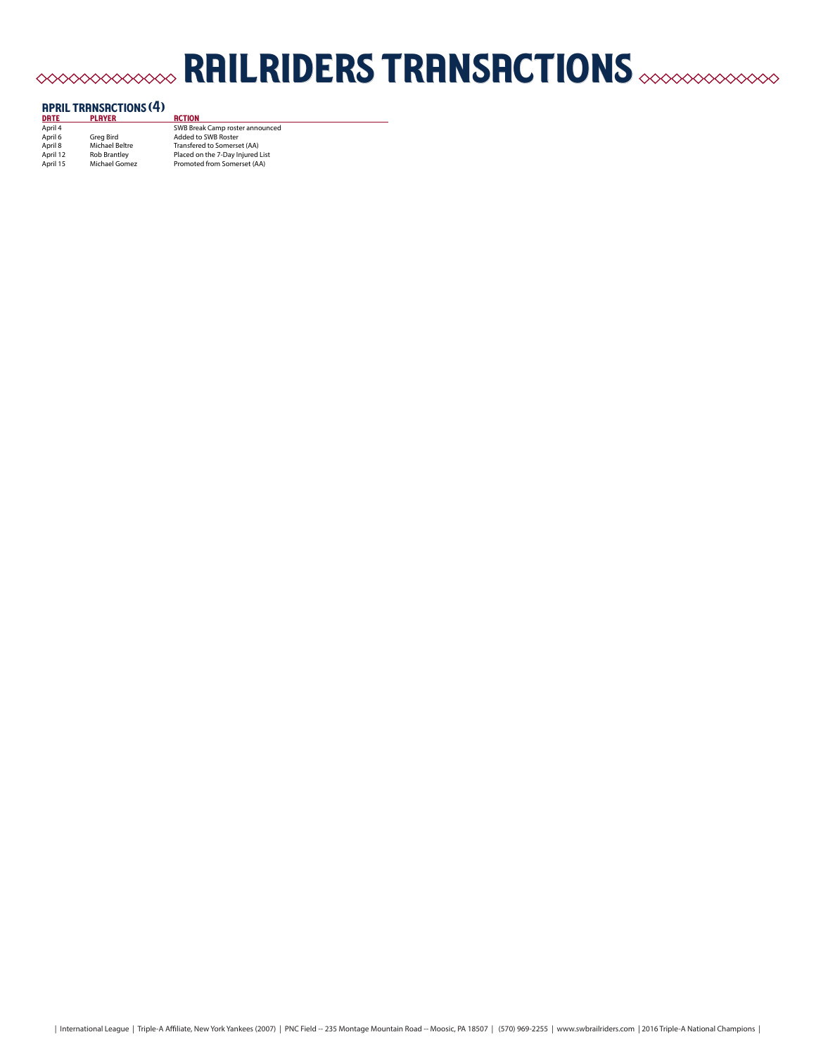# RAILRIDERS TRANSACTIONS

## APRIL TRANSACTIONS (4)

| DATE | PLAYER | ACTION |
|---|---|---|
| April 4 | | SWB Break Camp roster announced |
| April 6 | Greg Bird | Added to SWB Roster |
| April 8 | Michael Beltre | Transfered to Somerset (AA) |
| April 12 | Rob Brantley | Placed on the 7-Day Injured List |
| April 15 | Michael Gomez | Promoted from Somerset (AA) |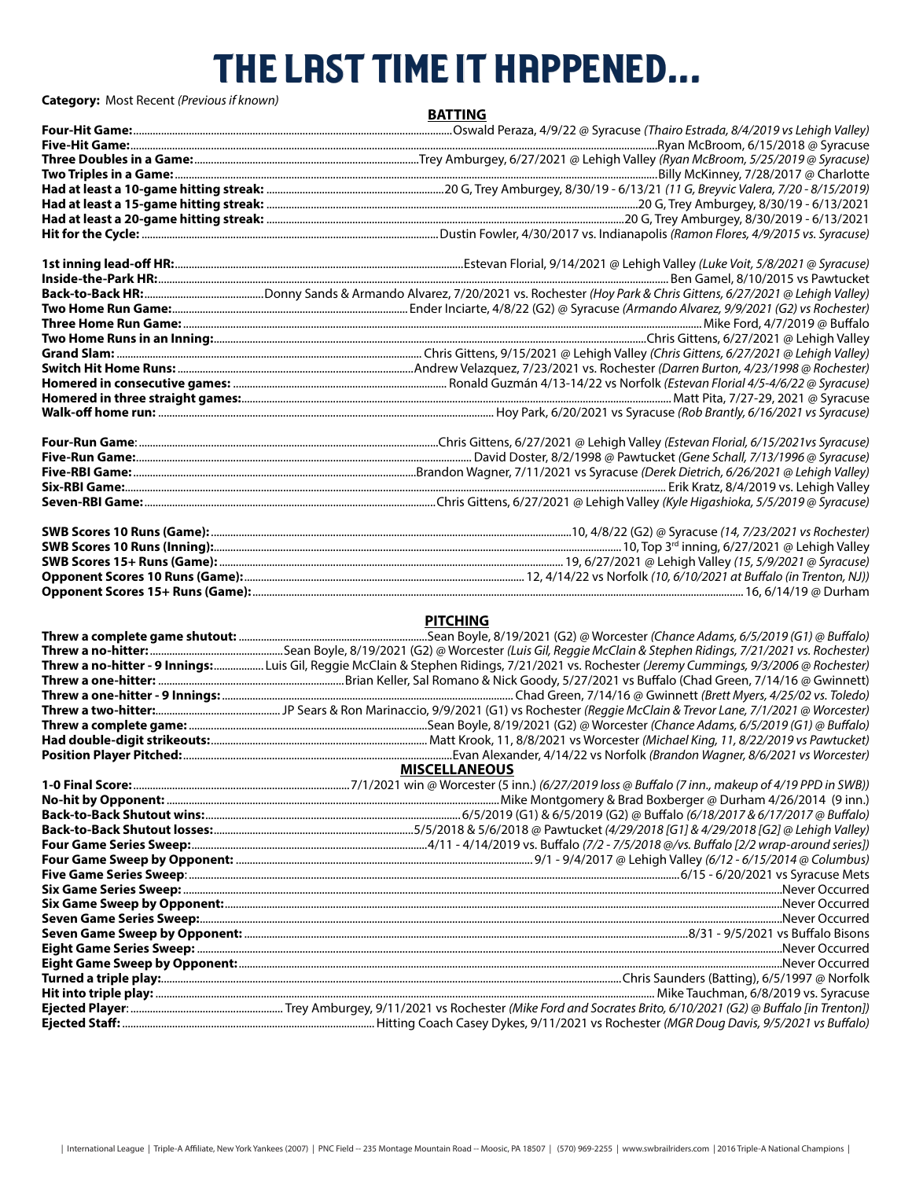# THE LAST TIME IT HAPPENED...

**Category:** Most Recent *(Previous if known)*

## BATTING

| | |
|---|---|
| **Four-Hit Game:** | Oswald Peraza, 4/9/22 @ Syracuse *(Thairo Estrada, 8/4/2019 vs Lehigh Valley)* |
| **Five-Hit Game:** | Ryan McBroom, 6/15/2018 @ Syracuse |
| **Three Doubles in a Game:** | Trey Amburgey, 6/27/2021 @ Lehigh Valley *(Ryan McBroom, 5/25/2019 @ Syracuse)* |
| **Two Triples in a Game:** | Billy McKinney, 7/28/2017 @ Charlotte |
| **Had at least a 10-game hitting streak:** | 20 G, Trey Amburgey, 8/30/19 - 6/13/21 *(11 G, Breyvic Valera, 7/20 - 8/15/2019)* |
| **Had at least a 15-game hitting streak:** | 20 G, Trey Amburgey, 8/30/19 - 6/13/2021 |
| **Had at least a 20-game hitting streak:** | 20 G, Trey Amburgey, 8/30/2019 - 6/13/2021 |
| **Hit for the Cycle:** | Dustin Fowler, 4/30/2017 vs. Indianapolis *(Ramon Flores, 4/9/2015 vs. Syracuse)* |
| **1st inning lead-off HR:** | Estevan Florial, 9/14/2021 @ Lehigh Valley *(Luke Voit, 5/8/2021 @ Syracuse)* |
| **Inside-the-Park HR:** | Ben Gamel, 8/10/2015 vs Pawtucket |
| **Back-to-Back HR:** | Donny Sands & Armando Alvarez, 7/20/2021 vs. Rochester *(Hoy Park & Chris Gittens, 6/27/2021 @ Lehigh Valley)* |
| **Two Home Run Game:** | Ender Inciarte, 4/8/22 (G2) @ Syracuse *(Armando Alvarez, 9/9/2021 (G2) vs Rochester)* |
| **Three Home Run Game:** | Mike Ford, 4/7/2019 @ Buffalo |
| **Two Home Runs in an Inning:** | Chris Gittens, 6/27/2021 @ Lehigh Valley |
| **Grand Slam:** | Chris Gittens, 9/15/2021 @ Lehigh Valley *(Chris Gittens, 6/27/2021 @ Lehigh Valley)* |
| **Switch Hit Home Runs:** | Andrew Velazquez, 7/23/2021 vs. Rochester *(Darren Burton, 4/23/1998 @ Rochester)* |
| **Homered in consecutive games:** | Ronald Guzmán 4/13-14/22 vs Norfolk *(Estevan Florial 4/5-4/6/22 @ Syracuse)* |
| **Homered in three straight games:** | Matt Pita, 7/27-29, 2021 @ Syracuse |
| **Walk-off home run:** | Hoy Park, 6/20/2021 vs Syracuse *(Rob Brantly, 6/16/2021 vs Syracuse)* |
| **Four-Run Game:** | Chris Gittens, 6/27/2021 @ Lehigh Valley *(Estevan Florial, 6/15/2021vs Syracuse)* |
| **Five-Run Game:** | David Doster, 8/2/1998 @ Pawtucket *(Gene Schall, 7/13/1996 @ Syracuse)* |
| **Five-RBI Game:** | Brandon Wagner, 7/11/2021 vs Syracuse *(Derek Dietrich, 6/26/2021 @ Lehigh Valley)* |
| **Six-RBI Game:** | Erik Kratz, 8/4/2019 vs. Lehigh Valley |
| **Seven-RBI Game:** | Chris Gittens, 6/27/2021 @ Lehigh Valley *(Kyle Higashioka, 5/5/2019 @ Syracuse)* |
| **SWB Scores 10 Runs (Game):** | 10, 4/8/22 (G2) @ Syracuse *(14, 7/23/2021 vs Rochester)* |
| **SWB Scores 10 Runs (Inning):** | 10, Top 3rd inning, 6/27/2021 @ Lehigh Valley |
| **SWB Scores 15+ Runs (Game):** | 19, 6/27/2021 @ Lehigh Valley *(15, 5/9/2021 @ Syracuse)* |
| **Opponent Scores 10 Runs (Game):** | 12, 4/14/22 vs Norfolk *(10, 6/10/2021 at Buffalo (in Trenton, NJ))* |
| **Opponent Scores 15+ Runs (Game):** | 16, 6/14/19 @ Durham |

## PITCHING

| | |
|---|---|
| **Threw a complete game shutout:** | Sean Boyle, 8/19/2021 (G2) @ Worcester *(Chance Adams, 6/5/2019 (G1) @ Buffalo)* |
| **Threw a no-hitter:** | Sean Boyle, 8/19/2021 (G2) @ Worcester *(Luis Gil, Reggie McClain & Stephen Ridings, 7/21/2021 vs. Rochester)* |
| **Threw a no-hitter - 9 Innings:** | Luis Gil, Reggie McClain & Stephen Ridings, 7/21/2021 vs. Rochester *(Jeremy Cummings, 9/3/2006 @ Rochester)* |
| **Threw a one-hitter:** | Brian Keller, Sal Romano & Nick Goody, 5/27/2021 vs Buffalo (Chad Green, 7/14/16 @ Gwinnett) |
| **Threw a one-hitter - 9 Innings:** | Chad Green, 7/14/16 @ Gwinnett *(Brett Myers, 4/25/02 vs. Toledo)* |
| **Threw a two-hitter:** | JP Sears & Ron Marinaccio, 9/9/2021 (G1) vs Rochester *(Reggie McClain & Trevor Lane, 7/1/2021 @ Worcester)* |
| **Threw a complete game:** | Sean Boyle, 8/19/2021 (G2) @ Worcester *(Chance Adams, 6/5/2019 (G1) @ Buffalo)* |
| **Had double-digit strikeouts:** | Matt Krook, 11, 8/8/2021 vs Worcester *(Michael King, 11, 8/22/2019 vs Pawtucket)* |
| **Position Player Pitched:** | Evan Alexander, 4/14/22 vs Norfolk *(Brandon Wagner, 8/6/2021 vs Worcester)* |

## MISCELLANEOUS

| | |
|---|---|
| **1-0 Final Score:** | 7/1/2021 win @ Worcester (5 inn.) *(6/27/2019 loss @ Buffalo (7 inn., makeup of 4/19 PPD in SWB))* |
| **No-hit by Opponent:** | Mike Montgomery & Brad Boxberger @ Durham 4/26/2014 (9 inn.) |
| **Back-to-Back Shutout wins:** | 6/5/2019 (G1) & 6/5/2019 (G2) @ Buffalo *(6/18/2017 & 6/17/2017 @ Buffalo)* |
| **Back-to-Back Shutout losses:** | 5/5/2018 & 5/6/2018 @ Pawtucket *(4/29/2018 [G1] & 4/29/2018 [G2] @ Lehigh Valley)* |
| **Four Game Series Sweep:** | 4/11 - 4/14/2019 vs. Buffalo *(7/2 - 7/5/2018 @/vs. Buffalo [2/2 wrap-around series])* |
| **Four Game Sweep by Opponent:** | 9/1 - 9/4/2017 @ Lehigh Valley *(6/12 - 6/15/2014 @ Columbus)* |
| **Five Game Series Sweep:** | 6/15 - 6/20/2021 vs Syracuse Mets |
| **Six Game Series Sweep:** | Never Occurred |
| **Six Game Sweep by Opponent:** | Never Occurred |
| **Seven Game Series Sweep:** | Never Occurred |
| **Seven Game Sweep by Opponent:** | 8/31 - 9/5/2021 vs Buffalo Bisons |
| **Eight Game Series Sweep:** | Never Occurred |
| **Eight Game Sweep by Opponent:** | Never Occurred |
| **Turned a triple play:** | Chris Saunders (Batting), 6/5/1997 @ Norfolk |
| **Hit into triple play:** | Mike Tauchman, 6/8/2019 vs. Syracuse |
| **Ejected Player:** | Trey Amburgey, 9/11/2021 vs Rochester *(Mike Ford and Socrates Brito, 6/10/2021 (G2) @ Buffalo [in Trenton])* |
| **Ejected Staff:** | Hitting Coach Casey Dykes, 9/11/2021 vs Rochester *(MGR Doug Davis, 9/5/2021 vs Buffalo)* |